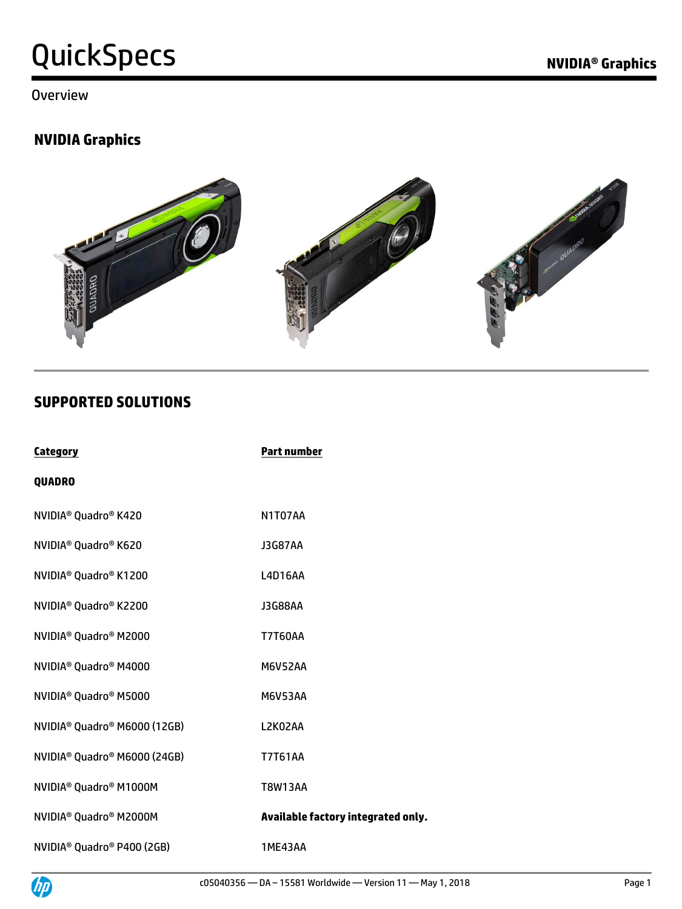# QuickSpecs

Overview

## NVIDIA Graphics

## SUPPORTED SOLUTIONS

| Category | Part number |
|---|---|
| **QUADRO** | |
| NVIDIA® Quadro® K420 | N1T07AA |
| NVIDIA® Quadro® K620 | J3G87AA |
| NVIDIA® Quadro® K1200 | L4D16AA |
| NVIDIA® Quadro® K2200 | J3G88AA |
| NVIDIA® Quadro® M2000 | T7T60AA |
| NVIDIA® Quadro® M4000 | M6V52AA |
| NVIDIA® Quadro® M5000 | M6V53AA |
| NVIDIA® Quadro® M6000 (12GB) | L2K02AA |
| NVIDIA® Quadro® M6000 (24GB) | T7T61AA |
| NVIDIA® Quadro® M1000M | T8W13AA |
| NVIDIA® Quadro® M2000M | **Available factory integrated only.** |
| NVIDIA® Quadro® P400 (2GB) | 1ME43AA |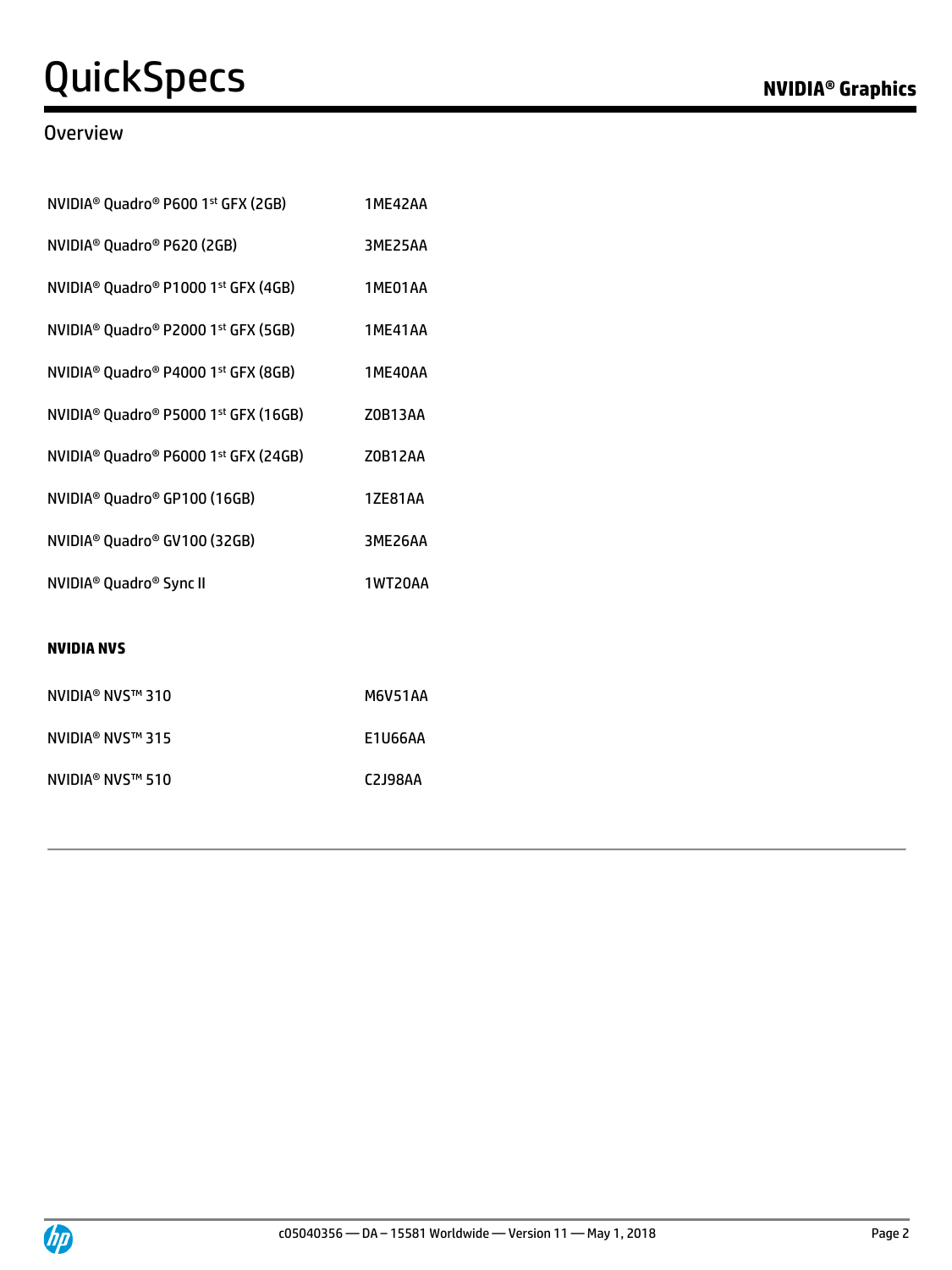## Overview

| | |
|---|---|
| NVIDIA® Quadro® P600 1st GFX (2GB) | 1ME42AA |
| NVIDIA® Quadro® P620 (2GB) | 3ME25AA |
| NVIDIA® Quadro® P1000 1st GFX (4GB) | 1ME01AA |
| NVIDIA® Quadro® P2000 1st GFX (5GB) | 1ME41AA |
| NVIDIA® Quadro® P4000 1st GFX (8GB) | 1ME40AA |
| NVIDIA® Quadro® P5000 1st GFX (16GB) | Z0B13AA |
| NVIDIA® Quadro® P6000 1st GFX (24GB) | Z0B12AA |
| NVIDIA® Quadro® GP100 (16GB) | 1ZE81AA |
| NVIDIA® Quadro® GV100 (32GB) | 3ME26AA |
| NVIDIA® Quadro® Sync II | 1WT20AA |

**NVIDIA NVS**

| | |
|---|---|
| NVIDIA® NVS™ 310 | M6V51AA |
| NVIDIA® NVS™ 315 | E1U66AA |
| NVIDIA® NVS™ 510 | C2J98AA |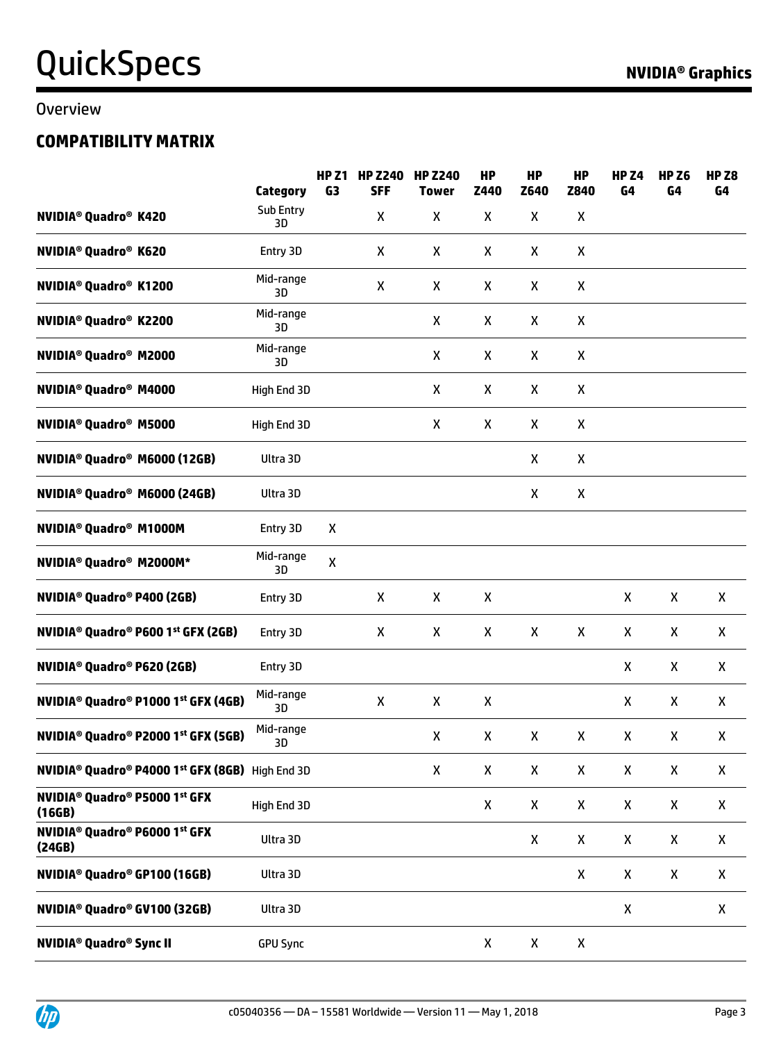Overview

## COMPATIBILITY MATRIX

| | Category | HP Z1 G3 | HP Z240 SFF | HP Z240 Tower | HP Z440 | HP Z640 | HP Z840 | HP Z4 G4 | HP Z6 G4 | HP Z8 G4 |
|---|---|---|---|---|---|---|---|---|---|---|
| **NVIDIA® Quadro® K420** | Sub Entry 3D | | X | X | X | X | X | | | |
| **NVIDIA® Quadro® K620** | Entry 3D | | X | X | X | X | X | | | |
| **NVIDIA® Quadro® K1200** | Mid-range 3D | | X | X | X | X | X | | | |
| **NVIDIA® Quadro® K2200** | Mid-range 3D | | | X | X | X | X | | | |
| **NVIDIA® Quadro® M2000** | Mid-range 3D | | | X | X | X | X | | | |
| **NVIDIA® Quadro® M4000** | High End 3D | | | X | X | X | X | | | |
| **NVIDIA® Quadro® M5000** | High End 3D | | | X | X | X | X | | | |
| **NVIDIA® Quadro® M6000 (12GB)** | Ultra 3D | | | | | X | X | | | |
| **NVIDIA® Quadro® M6000 (24GB)** | Ultra 3D | | | | | X | X | | | |
| **NVIDIA® Quadro® M1000M** | Entry 3D | X | | | | | | | | |
| **NVIDIA® Quadro® M2000M*** | Mid-range 3D | X | | | | | | | | |
| **NVIDIA® Quadro® P400 (2GB)** | Entry 3D | | X | X | X | | | X | X | X |
| **NVIDIA® Quadro® P600 1st GFX (2GB)** | Entry 3D | | X | X | X | X | X | X | X | X |
| **NVIDIA® Quadro® P620 (2GB)** | Entry 3D | | | | | | | X | X | X |
| **NVIDIA® Quadro® P1000 1st GFX (4GB)** | Mid-range 3D | | X | X | X | | | X | X | X |
| **NVIDIA® Quadro® P2000 1st GFX (5GB)** | Mid-range 3D | | | X | X | X | X | X | X | X |
| **NVIDIA® Quadro® P4000 1st GFX (8GB)** | High End 3D | | | X | X | X | X | X | X | X |
| **NVIDIA® Quadro® P5000 1st GFX (16GB)** | High End 3D | | | | X | X | X | X | X | X |
| **NVIDIA® Quadro® P6000 1st GFX (24GB)** | Ultra 3D | | | | | X | X | X | X | X |
| **NVIDIA® Quadro® GP100 (16GB)** | Ultra 3D | | | | | | X | X | X | X |
| **NVIDIA® Quadro® GV100 (32GB)** | Ultra 3D | | | | | | | X | | X |
| **NVIDIA® Quadro® Sync II** | GPU Sync | | | | X | X | X | | | |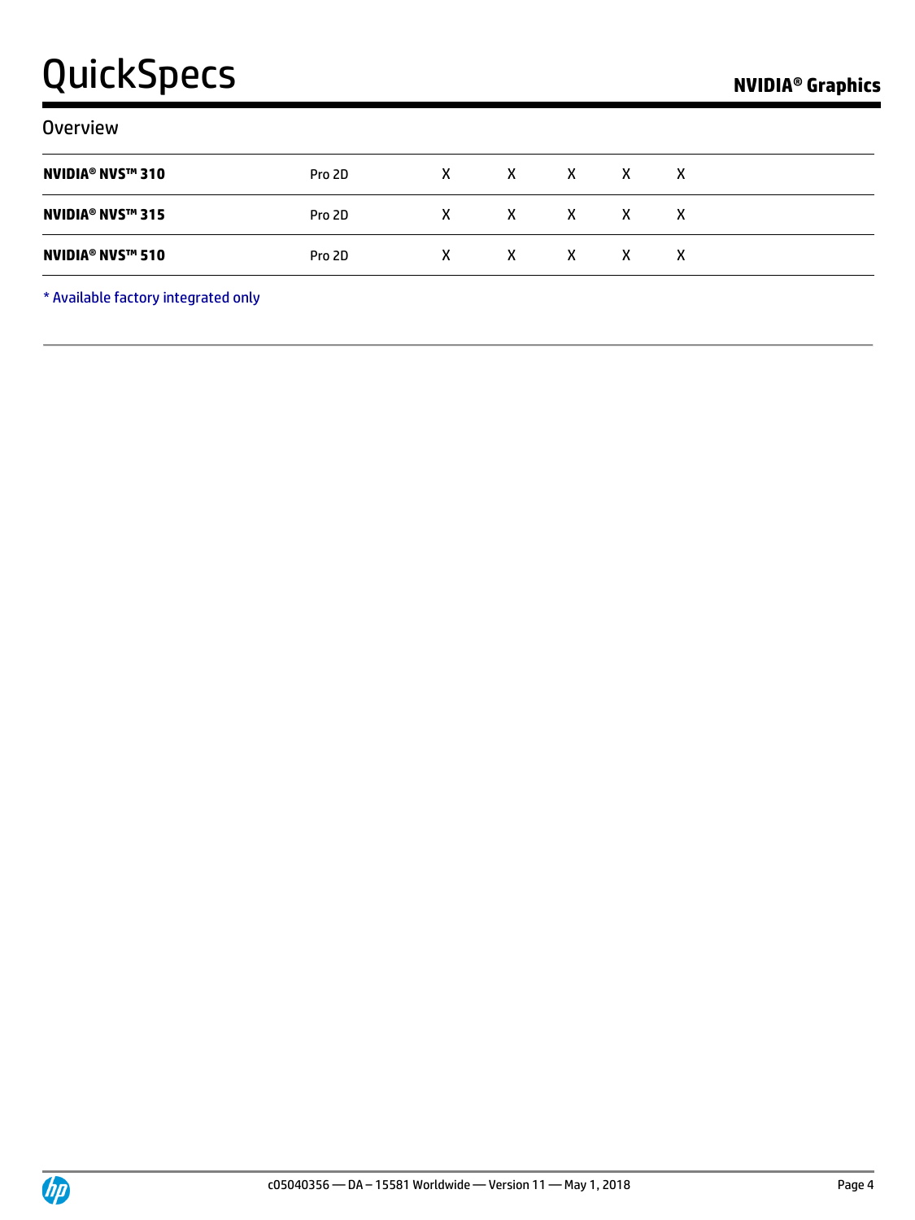## Overview

| | | | | | | |
|---|---|---|---|---|---|---|
| **NVIDIA® NVS™ 310** | Pro 2D | X | X | X | X | X |
| **NVIDIA® NVS™ 315** | Pro 2D | X | X | X | X | X |
| **NVIDIA® NVS™ 510** | Pro 2D | X | X | X | X | X |

* Available factory integrated only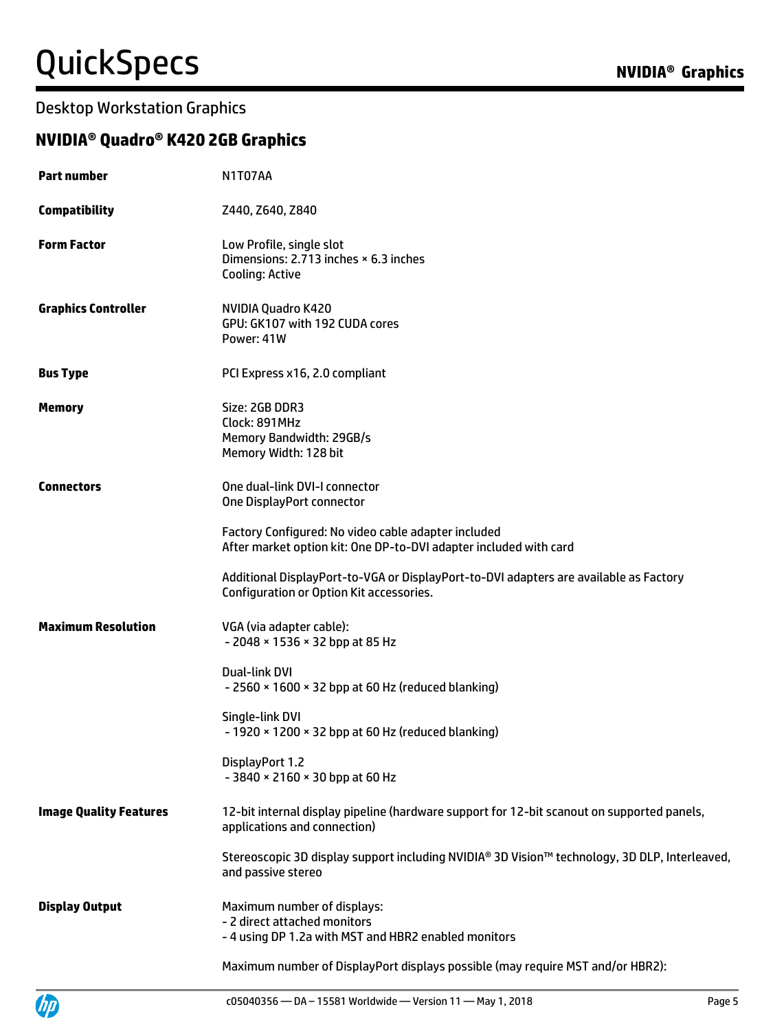## Desktop Workstation Graphics

### NVIDIA® Quadro® K420 2GB Graphics

| | |
|---|---|
| **Part number** | N1T07AA |
| **Compatibility** | Z440, Z640, Z840 |
| **Form Factor** | Low Profile, single slot<br>Dimensions: 2.713 inches × 6.3 inches<br>Cooling: Active |
| **Graphics Controller** | NVIDIA Quadro K420<br>GPU: GK107 with 192 CUDA cores<br>Power: 41W |
| **Bus Type** | PCI Express x16, 2.0 compliant |
| **Memory** | Size: 2GB DDR3<br>Clock: 891MHz<br>Memory Bandwidth: 29GB/s<br>Memory Width: 128 bit |
| **Connectors** | One dual-link DVI-I connector<br>One DisplayPort connector<br><br>Factory Configured: No video cable adapter included<br>After market option kit: One DP-to-DVI adapter included with card<br><br>Additional DisplayPort-to-VGA or DisplayPort-to-DVI adapters are available as Factory Configuration or Option Kit accessories. |
| **Maximum Resolution** | VGA (via adapter cable):<br>- 2048 × 1536 × 32 bpp at 85 Hz<br><br>Dual-link DVI<br>- 2560 × 1600 × 32 bpp at 60 Hz (reduced blanking)<br><br>Single-link DVI<br>- 1920 × 1200 × 32 bpp at 60 Hz (reduced blanking)<br><br>DisplayPort 1.2<br>- 3840 × 2160 × 30 bpp at 60 Hz |
| **Image Quality Features** | 12-bit internal display pipeline (hardware support for 12-bit scanout on supported panels, applications and connection)<br><br>Stereoscopic 3D display support including NVIDIA® 3D Vision™ technology, 3D DLP, Interleaved, and passive stereo |
| **Display Output** | Maximum number of displays:<br>- 2 direct attached monitors<br>- 4 using DP 1.2a with MST and HBR2 enabled monitors<br><br>Maximum number of DisplayPort displays possible (may require MST and/or HBR2): |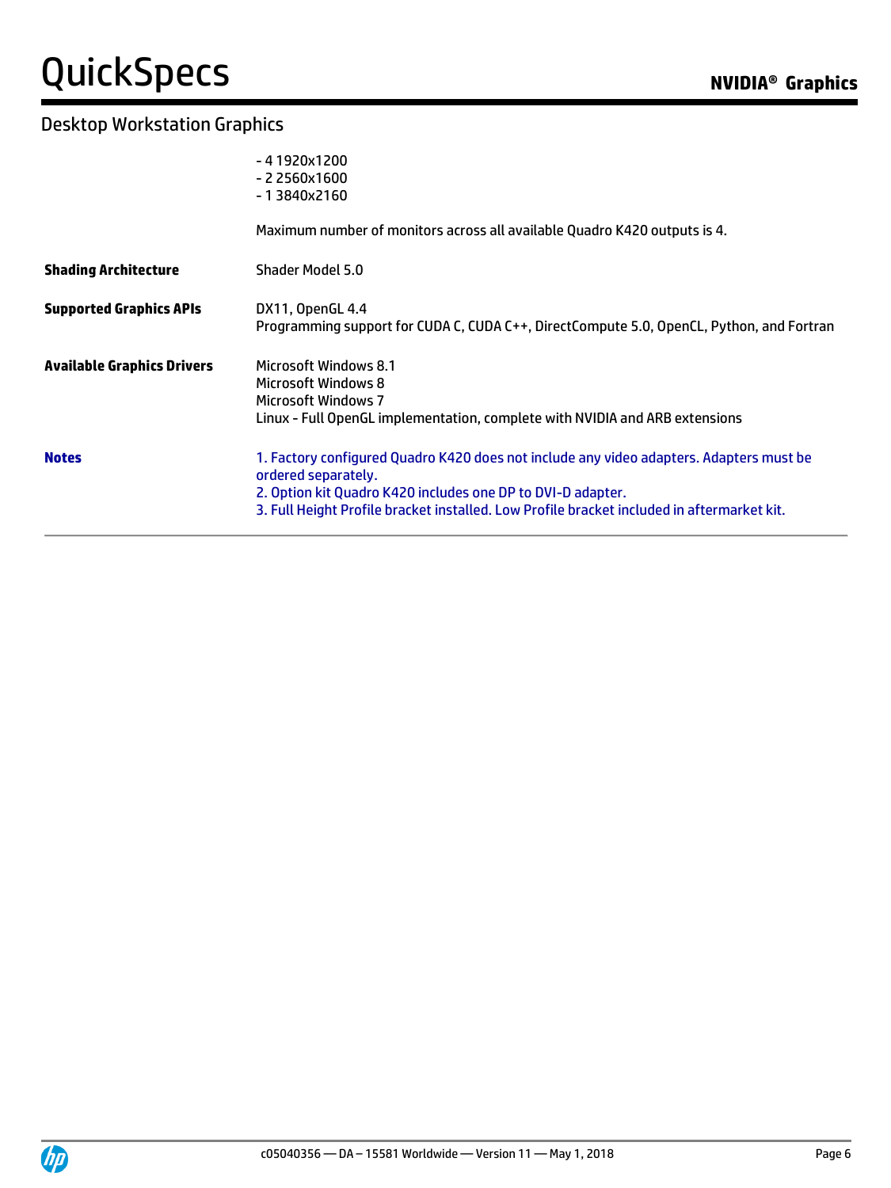## Desktop Workstation Graphics

| | |
|---|---|
| | - 4 1920x1200<br>- 2 2560x1600<br>- 1 3840x2160<br><br>Maximum number of monitors across all available Quadro K420 outputs is 4. |
| **Shading Architecture** | Shader Model 5.0 |
| **Supported Graphics APIs** | DX11, OpenGL 4.4<br>Programming support for CUDA C, CUDA C++, DirectCompute 5.0, OpenCL, Python, and Fortran |
| **Available Graphics Drivers** | Microsoft Windows 8.1<br>Microsoft Windows 8<br>Microsoft Windows 7<br>Linux - Full OpenGL implementation, complete with NVIDIA and ARB extensions |
| **Notes** | 1. Factory configured Quadro K420 does not include any video adapters. Adapters must be ordered separately.<br>2. Option kit Quadro K420 includes one DP to DVI-D adapter.<br>3. Full Height Profile bracket installed. Low Profile bracket included in aftermarket kit. |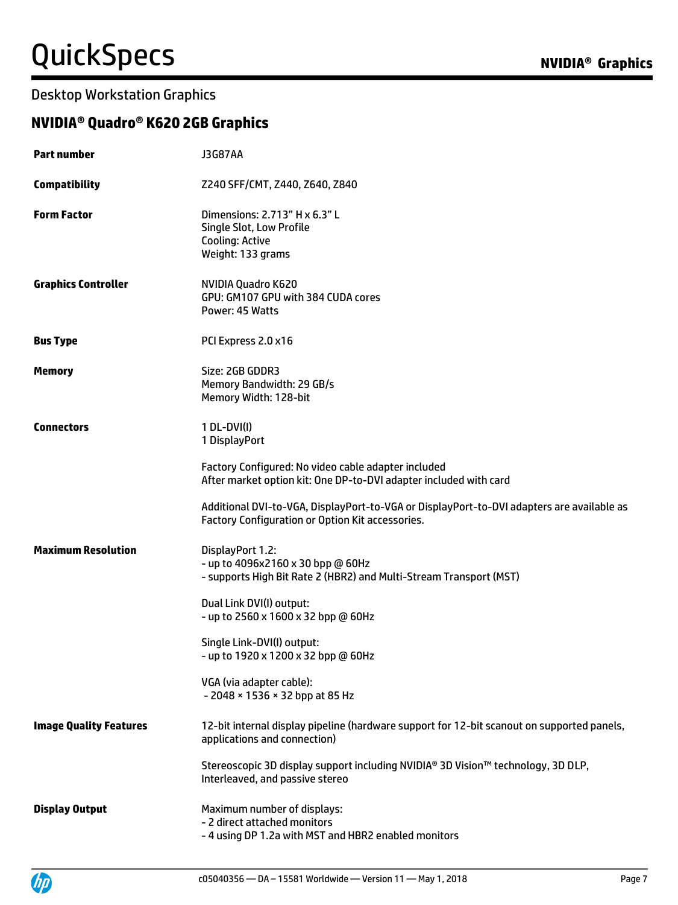## Desktop Workstation Graphics

### NVIDIA® Quadro® K620 2GB Graphics

| | |
|---|---|
| **Part number** | J3G87AA |
| **Compatibility** | Z240 SFF/CMT, Z440, Z640, Z840 |
| **Form Factor** | Dimensions: 2.713" H x 6.3" L<br>Single Slot, Low Profile<br>Cooling: Active<br>Weight: 133 grams |
| **Graphics Controller** | NVIDIA Quadro K620<br>GPU: GM107 GPU with 384 CUDA cores<br>Power: 45 Watts |
| **Bus Type** | PCI Express 2.0 x16 |
| **Memory** | Size: 2GB GDDR3<br>Memory Bandwidth: 29 GB/s<br>Memory Width: 128-bit |
| **Connectors** | 1 DL-DVI(I)<br>1 DisplayPort<br><br>Factory Configured: No video cable adapter included<br>After market option kit: One DP-to-DVI adapter included with card<br><br>Additional DVI-to-VGA, DisplayPort-to-VGA or DisplayPort-to-DVI adapters are available as Factory Configuration or Option Kit accessories. |
| **Maximum Resolution** | DisplayPort 1.2:<br>- up to 4096x2160 x 30 bpp @ 60Hz<br>- supports High Bit Rate 2 (HBR2) and Multi-Stream Transport (MST)<br><br>Dual Link DVI(I) output:<br>- up to 2560 x 1600 x 32 bpp @ 60Hz<br><br>Single Link-DVI(I) output:<br>- up to 1920 x 1200 x 32 bpp @ 60Hz<br><br>VGA (via adapter cable):<br>- 2048 × 1536 × 32 bpp at 85 Hz |
| **Image Quality Features** | 12-bit internal display pipeline (hardware support for 12-bit scanout on supported panels, applications and connection)<br><br>Stereoscopic 3D display support including NVIDIA® 3D Vision™ technology, 3D DLP, Interleaved, and passive stereo |
| **Display Output** | Maximum number of displays:<br>- 2 direct attached monitors<br>- 4 using DP 1.2a with MST and HBR2 enabled monitors |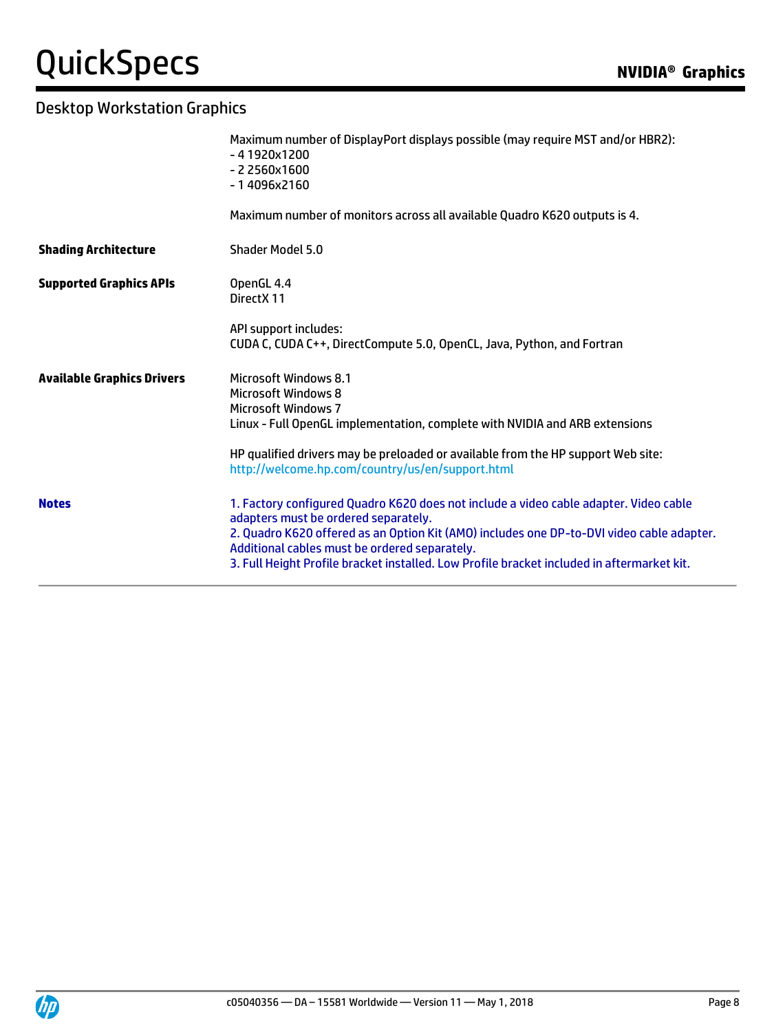## Desktop Workstation Graphics

| | |
|---|---|
| | Maximum number of DisplayPort displays possible (may require MST and/or HBR2):<br>- 4 1920x1200<br>- 2 2560x1600<br>- 1 4096x2160<br><br>Maximum number of monitors across all available Quadro K620 outputs is 4. |
| **Shading Architecture** | Shader Model 5.0 |
| **Supported Graphics APIs** | OpenGL 4.4<br>DirectX 11<br><br>API support includes:<br>CUDA C, CUDA C++, DirectCompute 5.0, OpenCL, Java, Python, and Fortran |
| **Available Graphics Drivers** | Microsoft Windows 8.1<br>Microsoft Windows 8<br>Microsoft Windows 7<br>Linux - Full OpenGL implementation, complete with NVIDIA and ARB extensions<br><br>HP qualified drivers may be preloaded or available from the HP support Web site:<br>http://welcome.hp.com/country/us/en/support.html |
| **Notes** | 1. Factory configured Quadro K620 does not include a video cable adapter. Video cable adapters must be ordered separately.<br>2. Quadro K620 offered as an Option Kit (AMO) includes one DP-to-DVI video cable adapter. Additional cables must be ordered separately.<br>3. Full Height Profile bracket installed. Low Profile bracket included in aftermarket kit. |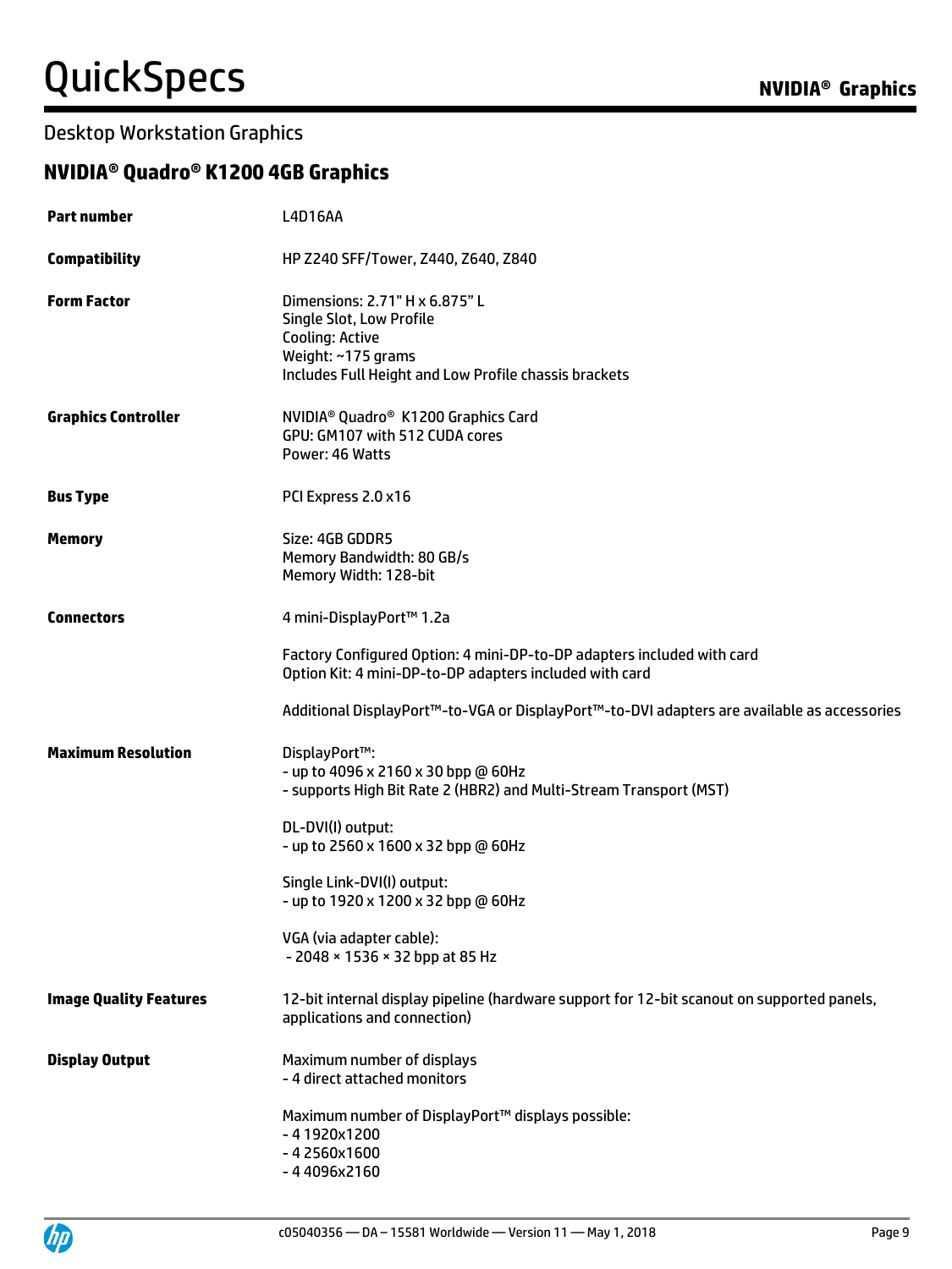## Desktop Workstation Graphics

### NVIDIA® Quadro® K1200 4GB Graphics

| | |
|---|---|
| **Part number** | L4D16AA |
| **Compatibility** | HP Z240 SFF/Tower, Z440, Z640, Z840 |
| **Form Factor** | Dimensions: 2.71" H x 6.875" L<br>Single Slot, Low Profile<br>Cooling: Active<br>Weight: ~175 grams<br>Includes Full Height and Low Profile chassis brackets |
| **Graphics Controller** | NVIDIA® Quadro® K1200 Graphics Card<br>GPU: GM107 with 512 CUDA cores<br>Power: 46 Watts |
| **Bus Type** | PCI Express 2.0 x16 |
| **Memory** | Size: 4GB GDDR5<br>Memory Bandwidth: 80 GB/s<br>Memory Width: 128-bit |
| **Connectors** | 4 mini-DisplayPort™ 1.2a<br><br>Factory Configured Option: 4 mini-DP-to-DP adapters included with card<br>Option Kit: 4 mini-DP-to-DP adapters included with card<br><br>Additional DisplayPort™-to-VGA or DisplayPort™-to-DVI adapters are available as accessories |
| **Maximum Resolution** | DisplayPort™:<br>- up to 4096 x 2160 x 30 bpp @ 60Hz<br>- supports High Bit Rate 2 (HBR2) and Multi-Stream Transport (MST)<br><br>DL-DVI(I) output:<br>- up to 2560 x 1600 x 32 bpp @ 60Hz<br><br>Single Link-DVI(I) output:<br>- up to 1920 x 1200 x 32 bpp @ 60Hz<br><br>VGA (via adapter cable):<br>- 2048 × 1536 × 32 bpp at 85 Hz |
| **Image Quality Features** | 12-bit internal display pipeline (hardware support for 12-bit scanout on supported panels, applications and connection) |
| **Display Output** | Maximum number of displays<br>- 4 direct attached monitors<br><br>Maximum number of DisplayPort™ displays possible:<br>- 4 1920x1200<br>- 4 2560x1600<br>- 4 4096x2160 |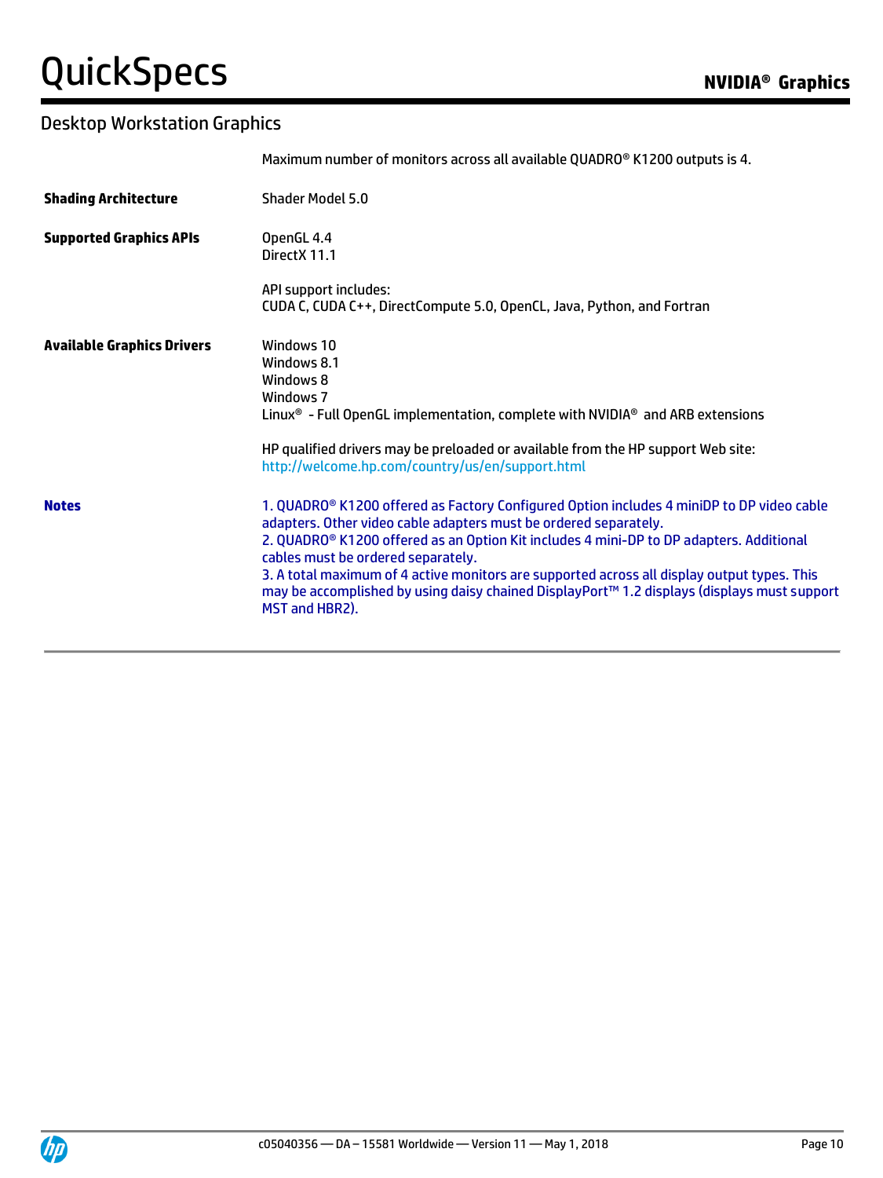## Desktop Workstation Graphics

| | |
|---|---|
| | Maximum number of monitors across all available QUADRO® K1200 outputs is 4. |
| **Shading Architecture** | Shader Model 5.0 |
| **Supported Graphics APIs** | OpenGL 4.4<br>DirectX 11.1<br><br>API support includes:<br>CUDA C, CUDA C++, DirectCompute 5.0, OpenCL, Java, Python, and Fortran |
| **Available Graphics Drivers** | Windows 10<br>Windows 8.1<br>Windows 8<br>Windows 7<br>Linux® - Full OpenGL implementation, complete with NVIDIA® and ARB extensions<br><br>HP qualified drivers may be preloaded or available from the HP support Web site:<br>http://welcome.hp.com/country/us/en/support.html |
| **Notes** | 1. QUADRO® K1200 offered as Factory Configured Option includes 4 miniDP to DP video cable adapters. Other video cable adapters must be ordered separately.<br>2. QUADRO® K1200 offered as an Option Kit includes 4 mini-DP to DP adapters. Additional cables must be ordered separately.<br>3. A total maximum of 4 active monitors are supported across all display output types. This may be accomplished by using daisy chained DisplayPort™ 1.2 displays (displays must support MST and HBR2). |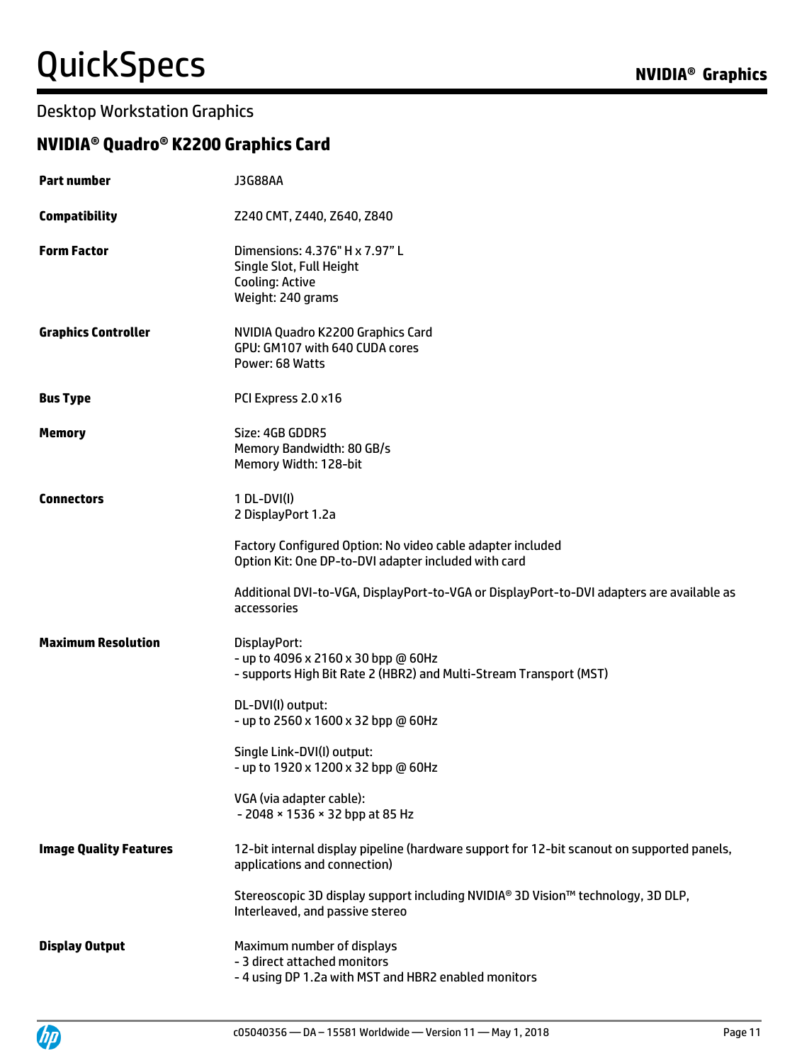## Desktop Workstation Graphics

### NVIDIA® Quadro® K2200 Graphics Card

| | |
|---|---|
| **Part number** | J3G88AA |
| **Compatibility** | Z240 CMT, Z440, Z640, Z840 |
| **Form Factor** | Dimensions: 4.376" H x 7.97" L<br>Single Slot, Full Height<br>Cooling: Active<br>Weight: 240 grams |
| **Graphics Controller** | NVIDIA Quadro K2200 Graphics Card<br>GPU: GM107 with 640 CUDA cores<br>Power: 68 Watts |
| **Bus Type** | PCI Express 2.0 x16 |
| **Memory** | Size: 4GB GDDR5<br>Memory Bandwidth: 80 GB/s<br>Memory Width: 128-bit |
| **Connectors** | 1 DL-DVI(I)<br>2 DisplayPort 1.2a<br><br>Factory Configured Option: No video cable adapter included<br>Option Kit: One DP-to-DVI adapter included with card<br><br>Additional DVI-to-VGA, DisplayPort-to-VGA or DisplayPort-to-DVI adapters are available as accessories |
| **Maximum Resolution** | DisplayPort:<br>- up to 4096 x 2160 x 30 bpp @ 60Hz<br>- supports High Bit Rate 2 (HBR2) and Multi-Stream Transport (MST)<br><br>DL-DVI(I) output:<br>- up to 2560 x 1600 x 32 bpp @ 60Hz<br><br>Single Link-DVI(I) output:<br>- up to 1920 x 1200 x 32 bpp @ 60Hz<br><br>VGA (via adapter cable):<br>- 2048 × 1536 × 32 bpp at 85 Hz |
| **Image Quality Features** | 12-bit internal display pipeline (hardware support for 12-bit scanout on supported panels, applications and connection)<br><br>Stereoscopic 3D display support including NVIDIA® 3D Vision™ technology, 3D DLP, Interleaved, and passive stereo |
| **Display Output** | Maximum number of displays<br>- 3 direct attached monitors<br>- 4 using DP 1.2a with MST and HBR2 enabled monitors |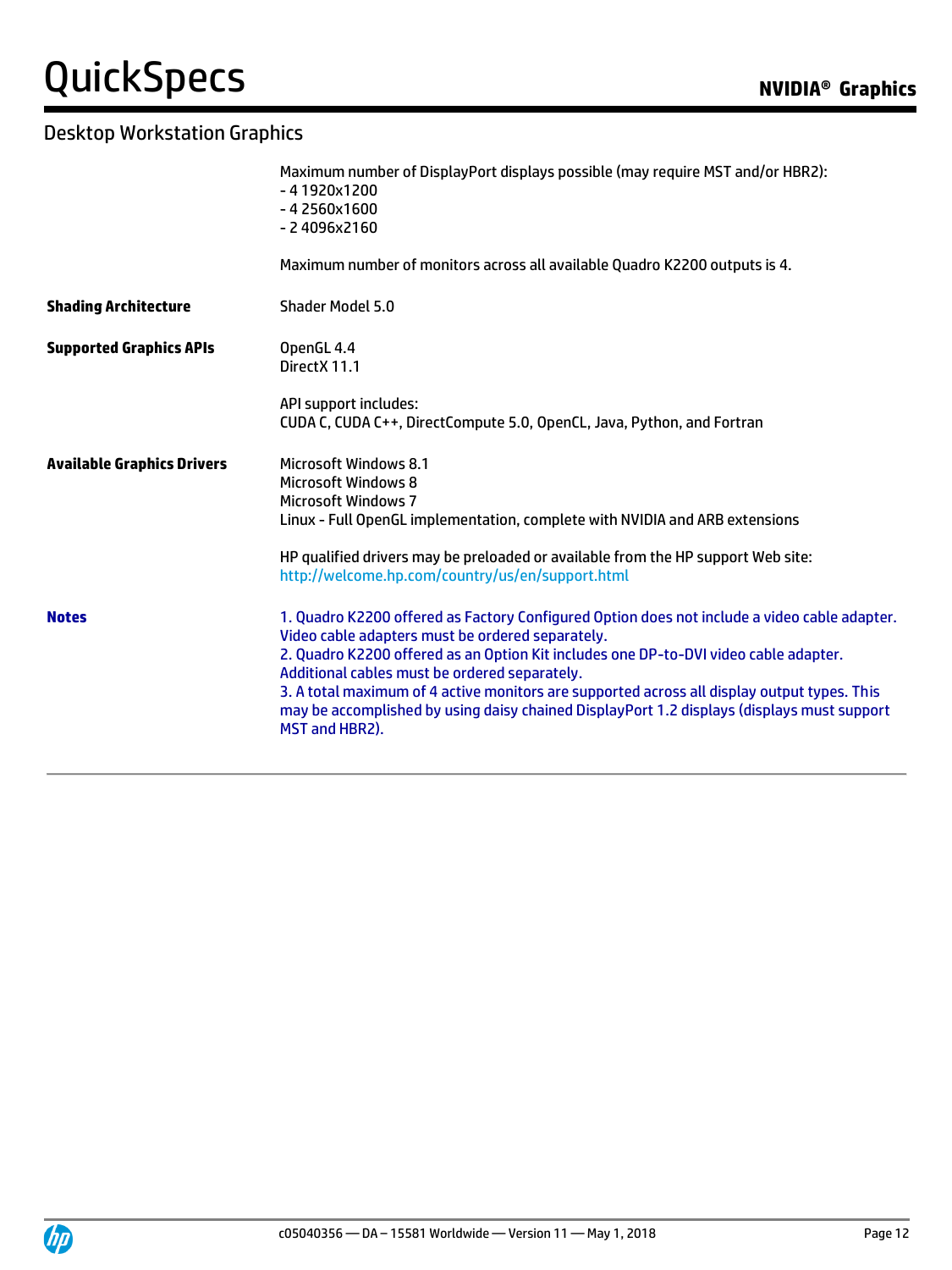## Desktop Workstation Graphics

| | |
|---|---|
| | Maximum number of DisplayPort displays possible (may require MST and/or HBR2):<br>- 4 1920x1200<br>- 4 2560x1600<br>- 2 4096x2160<br><br>Maximum number of monitors across all available Quadro K2200 outputs is 4. |
| **Shading Architecture** | Shader Model 5.0 |
| **Supported Graphics APIs** | OpenGL 4.4<br>DirectX 11.1<br><br>API support includes:<br>CUDA C, CUDA C++, DirectCompute 5.0, OpenCL, Java, Python, and Fortran |
| **Available Graphics Drivers** | Microsoft Windows 8.1<br>Microsoft Windows 8<br>Microsoft Windows 7<br>Linux - Full OpenGL implementation, complete with NVIDIA and ARB extensions<br><br>HP qualified drivers may be preloaded or available from the HP support Web site:<br>http://welcome.hp.com/country/us/en/support.html |
| **Notes** | 1. Quadro K2200 offered as Factory Configured Option does not include a video cable adapter. Video cable adapters must be ordered separately.<br>2. Quadro K2200 offered as an Option Kit includes one DP-to-DVI video cable adapter. Additional cables must be ordered separately.<br>3. A total maximum of 4 active monitors are supported across all display output types. This may be accomplished by using daisy chained DisplayPort 1.2 displays (displays must support MST and HBR2). |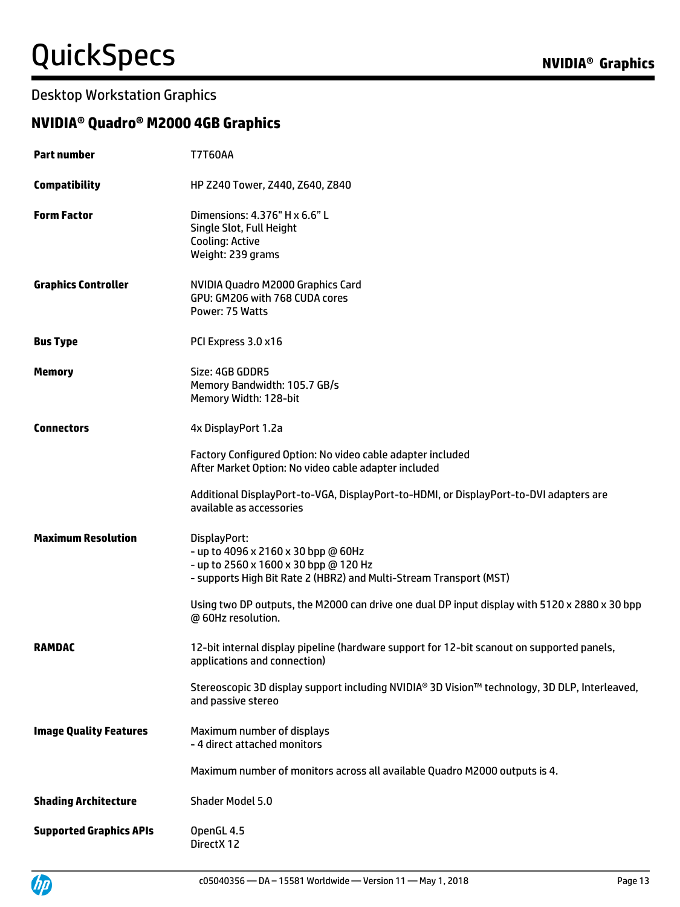## Desktop Workstation Graphics

### NVIDIA® Quadro® M2000 4GB Graphics

| | |
|---|---|
| **Part number** | T7T60AA |
| **Compatibility** | HP Z240 Tower, Z440, Z640, Z840 |
| **Form Factor** | Dimensions: 4.376" H x 6.6" L<br>Single Slot, Full Height<br>Cooling: Active<br>Weight: 239 grams |
| **Graphics Controller** | NVIDIA Quadro M2000 Graphics Card<br>GPU: GM206 with 768 CUDA cores<br>Power: 75 Watts |
| **Bus Type** | PCI Express 3.0 x16 |
| **Memory** | Size: 4GB GDDR5<br>Memory Bandwidth: 105.7 GB/s<br>Memory Width: 128-bit |
| **Connectors** | 4x DisplayPort 1.2a<br><br>Factory Configured Option: No video cable adapter included<br>After Market Option: No video cable adapter included<br><br>Additional DisplayPort-to-VGA, DisplayPort-to-HDMI, or DisplayPort-to-DVI adapters are available as accessories |
| **Maximum Resolution** | DisplayPort:<br>- up to 4096 x 2160 x 30 bpp @ 60Hz<br>- up to 2560 x 1600 x 30 bpp @ 120 Hz<br>- supports High Bit Rate 2 (HBR2) and Multi-Stream Transport (MST)<br><br>Using two DP outputs, the M2000 can drive one dual DP input display with 5120 x 2880 x 30 bpp @ 60Hz resolution. |
| **RAMDAC** | 12-bit internal display pipeline (hardware support for 12-bit scanout on supported panels, applications and connection)<br><br>Stereoscopic 3D display support including NVIDIA® 3D Vision™ technology, 3D DLP, Interleaved, and passive stereo |
| **Image Quality Features** | Maximum number of displays<br>- 4 direct attached monitors<br><br>Maximum number of monitors across all available Quadro M2000 outputs is 4. |
| **Shading Architecture** | Shader Model 5.0 |
| **Supported Graphics APIs** | OpenGL 4.5<br>DirectX 12 |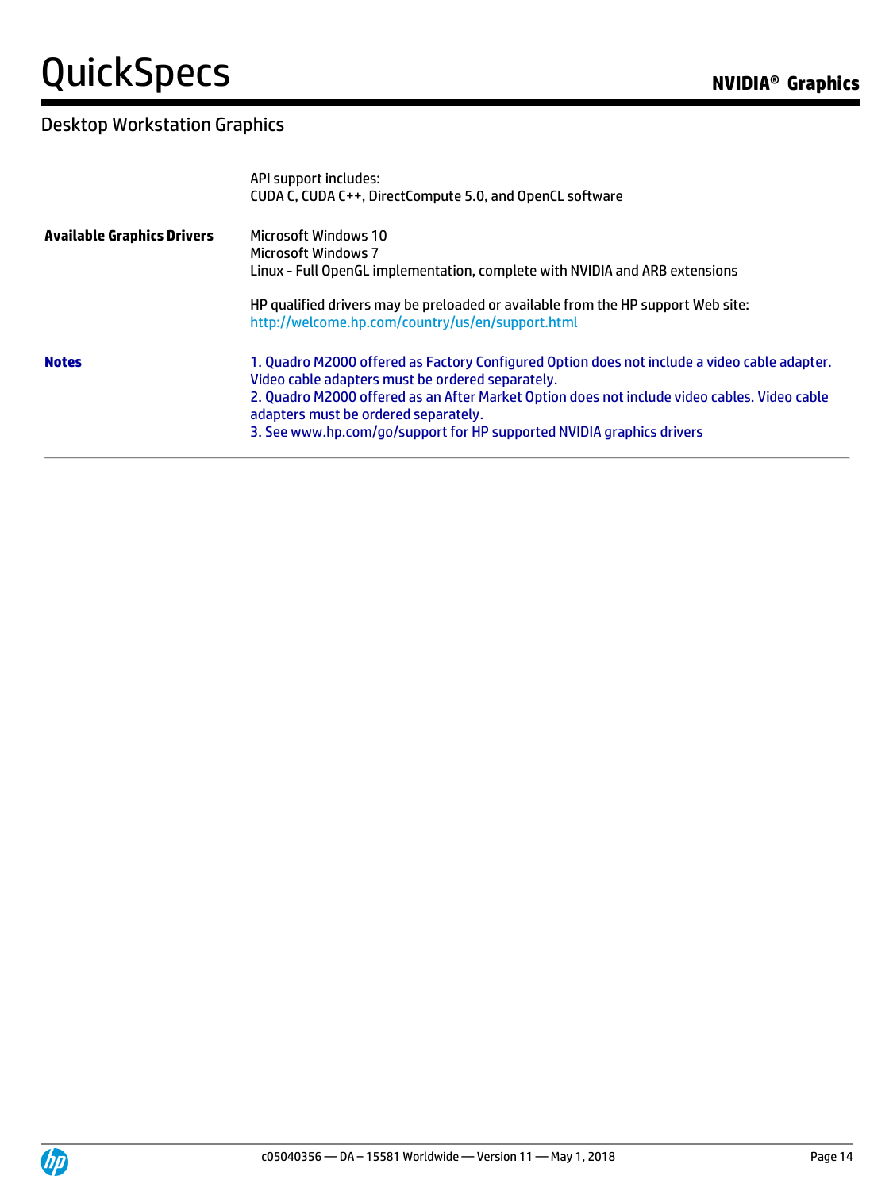## Desktop Workstation Graphics

| | |
|---|---|
| | API support includes:<br>CUDA C, CUDA C++, DirectCompute 5.0, and OpenCL software |
| **Available Graphics Drivers** | Microsoft Windows 10<br>Microsoft Windows 7<br>Linux - Full OpenGL implementation, complete with NVIDIA and ARB extensions<br><br>HP qualified drivers may be preloaded or available from the HP support Web site:<br>http://welcome.hp.com/country/us/en/support.html |
| **Notes** | 1. Quadro M2000 offered as Factory Configured Option does not include a video cable adapter. Video cable adapters must be ordered separately.<br>2. Quadro M2000 offered as an After Market Option does not include video cables. Video cable adapters must be ordered separately.<br>3. See www.hp.com/go/support for HP supported NVIDIA graphics drivers |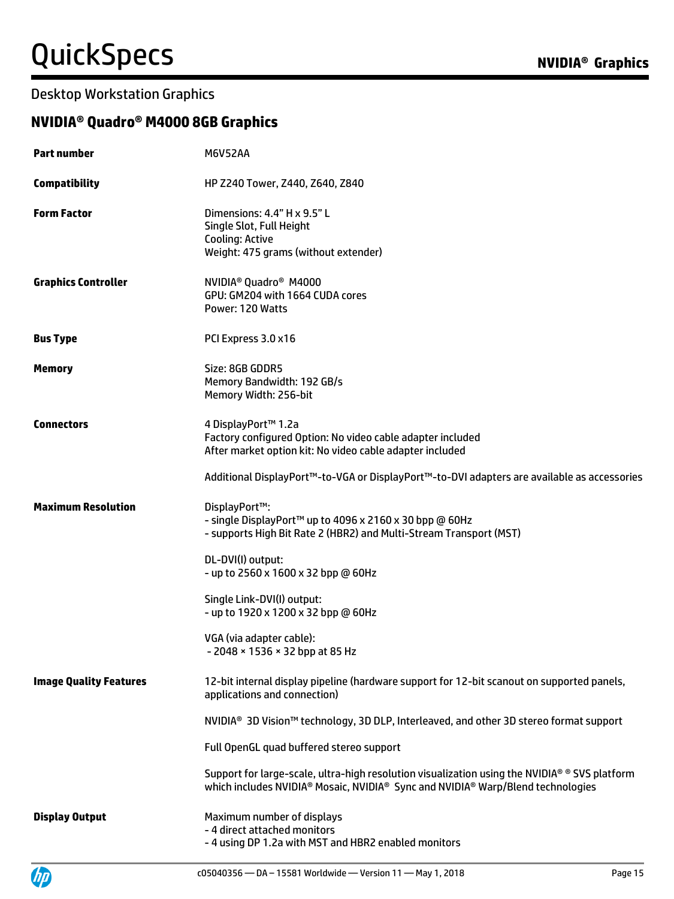## Desktop Workstation Graphics

### NVIDIA® Quadro® M4000 8GB Graphics

| | |
|---|---|
| **Part number** | M6V52AA |
| **Compatibility** | HP Z240 Tower, Z440, Z640, Z840 |
| **Form Factor** | Dimensions: 4.4" H x 9.5" L<br>Single Slot, Full Height<br>Cooling: Active<br>Weight: 475 grams (without extender) |
| **Graphics Controller** | NVIDIA® Quadro® M4000<br>GPU: GM204 with 1664 CUDA cores<br>Power: 120 Watts |
| **Bus Type** | PCI Express 3.0 x16 |
| **Memory** | Size: 8GB GDDR5<br>Memory Bandwidth: 192 GB/s<br>Memory Width: 256-bit |
| **Connectors** | 4 DisplayPort™ 1.2a<br>Factory configured Option: No video cable adapter included<br>After market option kit: No video cable adapter included<br><br>Additional DisplayPort™-to-VGA or DisplayPort™-to-DVI adapters are available as accessories |
| **Maximum Resolution** | DisplayPort™:<br>- single DisplayPort™ up to 4096 x 2160 x 30 bpp @ 60Hz<br>- supports High Bit Rate 2 (HBR2) and Multi-Stream Transport (MST)<br><br>DL-DVI(I) output:<br>- up to 2560 x 1600 x 32 bpp @ 60Hz<br><br>Single Link-DVI(I) output:<br>- up to 1920 x 1200 x 32 bpp @ 60Hz<br><br>VGA (via adapter cable):<br>- 2048 × 1536 × 32 bpp at 85 Hz |
| **Image Quality Features** | 12-bit internal display pipeline (hardware support for 12-bit scanout on supported panels, applications and connection)<br><br>NVIDIA® 3D Vision™ technology, 3D DLP, Interleaved, and other 3D stereo format support<br><br>Full OpenGL quad buffered stereo support<br><br>Support for large-scale, ultra-high resolution visualization using the NVIDIA® ® SVS platform which includes NVIDIA® Mosaic, NVIDIA® Sync and NVIDIA® Warp/Blend technologies |
| **Display Output** | Maximum number of displays<br>- 4 direct attached monitors<br>- 4 using DP 1.2a with MST and HBR2 enabled monitors |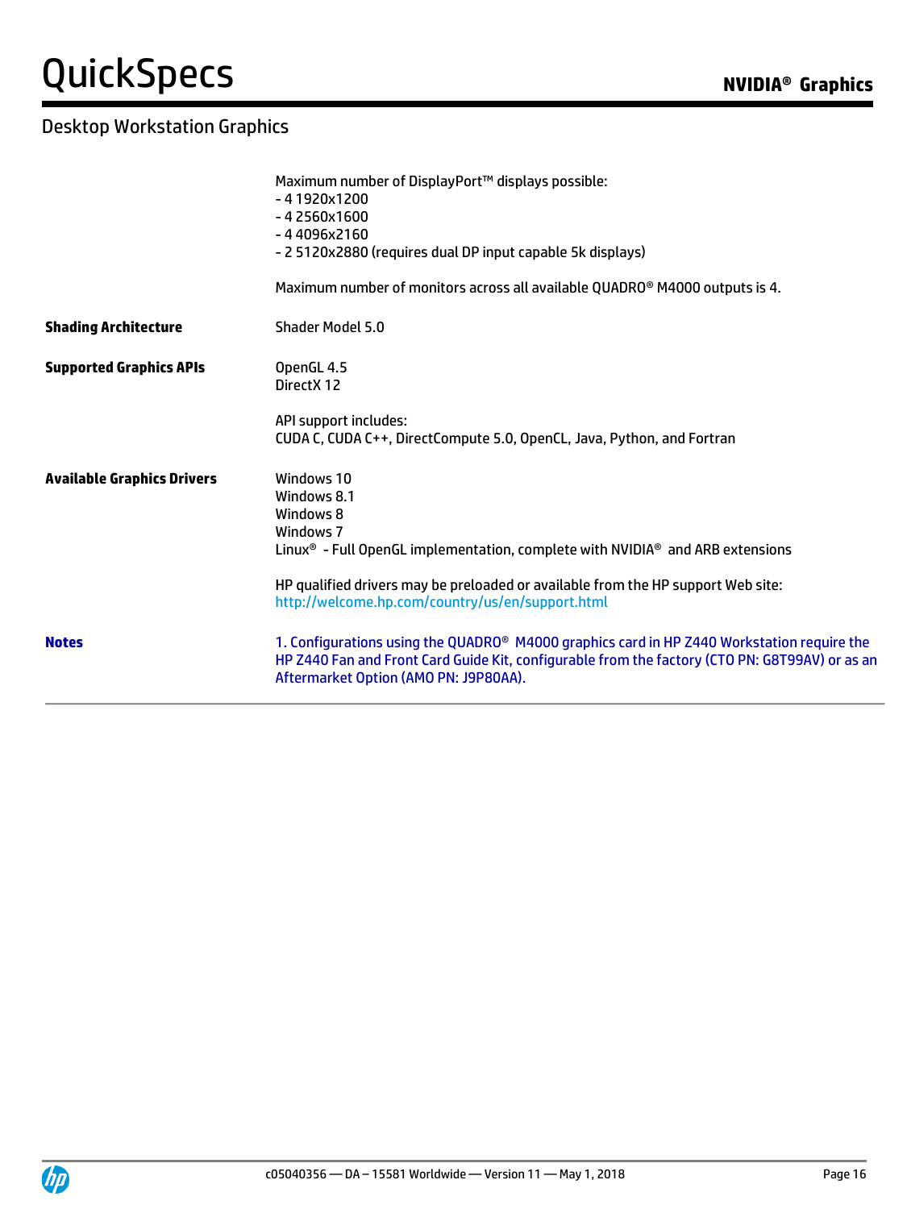| | |
|---|---|
| | Maximum number of DisplayPort™ displays possible:<br>- 4 1920x1200<br>- 4 2560x1600<br>- 4 4096x2160<br>- 2 5120x2880 (requires dual DP input capable 5k displays)<br><br>Maximum number of monitors across all available QUADRO® M4000 outputs is 4. |
| **Shading Architecture** | Shader Model 5.0 |
| **Supported Graphics APIs** | OpenGL 4.5<br>DirectX 12<br><br>API support includes:<br>CUDA C, CUDA C++, DirectCompute 5.0, OpenCL, Java, Python, and Fortran |
| **Available Graphics Drivers** | Windows 10<br>Windows 8.1<br>Windows 8<br>Windows 7<br>Linux® - Full OpenGL implementation, complete with NVIDIA® and ARB extensions<br><br>HP qualified drivers may be preloaded or available from the HP support Web site:<br>http://welcome.hp.com/country/us/en/support.html |
| **Notes** | 1. Configurations using the QUADRO® M4000 graphics card in HP Z440 Workstation require the HP Z440 Fan and Front Card Guide Kit, configurable from the factory (CTO PN: G8T99AV) or as an Aftermarket Option (AMO PN: J9P80AA). |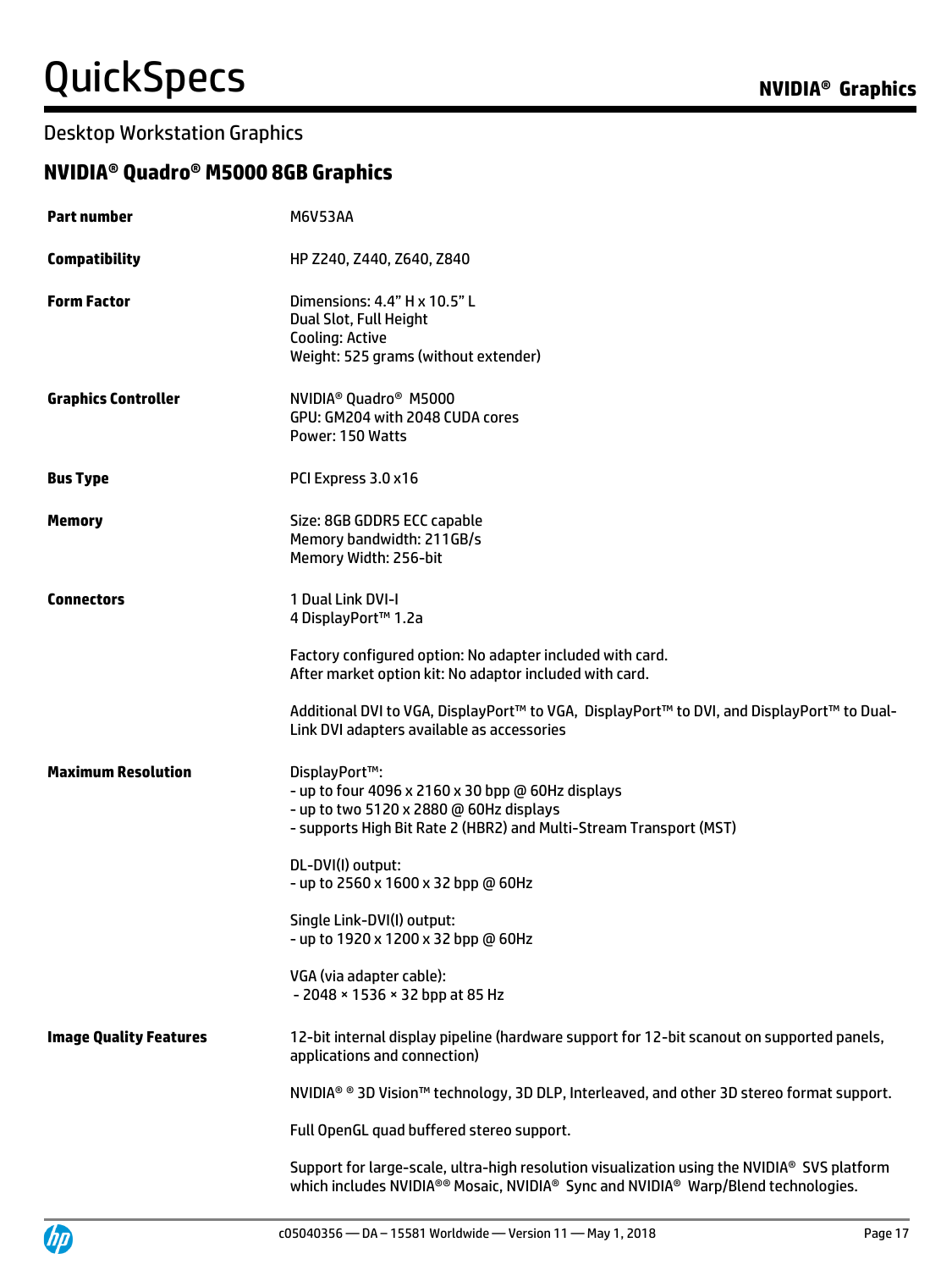## Desktop Workstation Graphics

### NVIDIA® Quadro® M5000 8GB Graphics

| | |
|---|---|
| **Part number** | M6V53AA |
| **Compatibility** | HP Z240, Z440, Z640, Z840 |
| **Form Factor** | Dimensions: 4.4" H x 10.5" L<br>Dual Slot, Full Height<br>Cooling: Active<br>Weight: 525 grams (without extender) |
| **Graphics Controller** | NVIDIA® Quadro® M5000<br>GPU: GM204 with 2048 CUDA cores<br>Power: 150 Watts |
| **Bus Type** | PCI Express 3.0 x16 |
| **Memory** | Size: 8GB GDDR5 ECC capable<br>Memory bandwidth: 211GB/s<br>Memory Width: 256-bit |
| **Connectors** | 1 Dual Link DVI-I<br>4 DisplayPort™ 1.2a<br><br>Factory configured option: No adapter included with card.<br>After market option kit: No adaptor included with card.<br><br>Additional DVI to VGA, DisplayPort™ to VGA, DisplayPort™ to DVI, and DisplayPort™ to Dual-Link DVI adapters available as accessories |
| **Maximum Resolution** | DisplayPort™:<br>- up to four 4096 x 2160 x 30 bpp @ 60Hz displays<br>- up to two 5120 x 2880 @ 60Hz displays<br>- supports High Bit Rate 2 (HBR2) and Multi-Stream Transport (MST)<br><br>DL-DVI(I) output:<br>- up to 2560 x 1600 x 32 bpp @ 60Hz<br><br>Single Link-DVI(I) output:<br>- up to 1920 x 1200 x 32 bpp @ 60Hz<br><br>VGA (via adapter cable):<br>- 2048 × 1536 × 32 bpp at 85 Hz |
| **Image Quality Features** | 12-bit internal display pipeline (hardware support for 12-bit scanout on supported panels, applications and connection)<br><br>NVIDIA® ® 3D Vision™ technology, 3D DLP, Interleaved, and other 3D stereo format support.<br><br>Full OpenGL quad buffered stereo support.<br><br>Support for large-scale, ultra-high resolution visualization using the NVIDIA® SVS platform which includes NVIDIA®® Mosaic, NVIDIA® Sync and NVIDIA® Warp/Blend technologies. |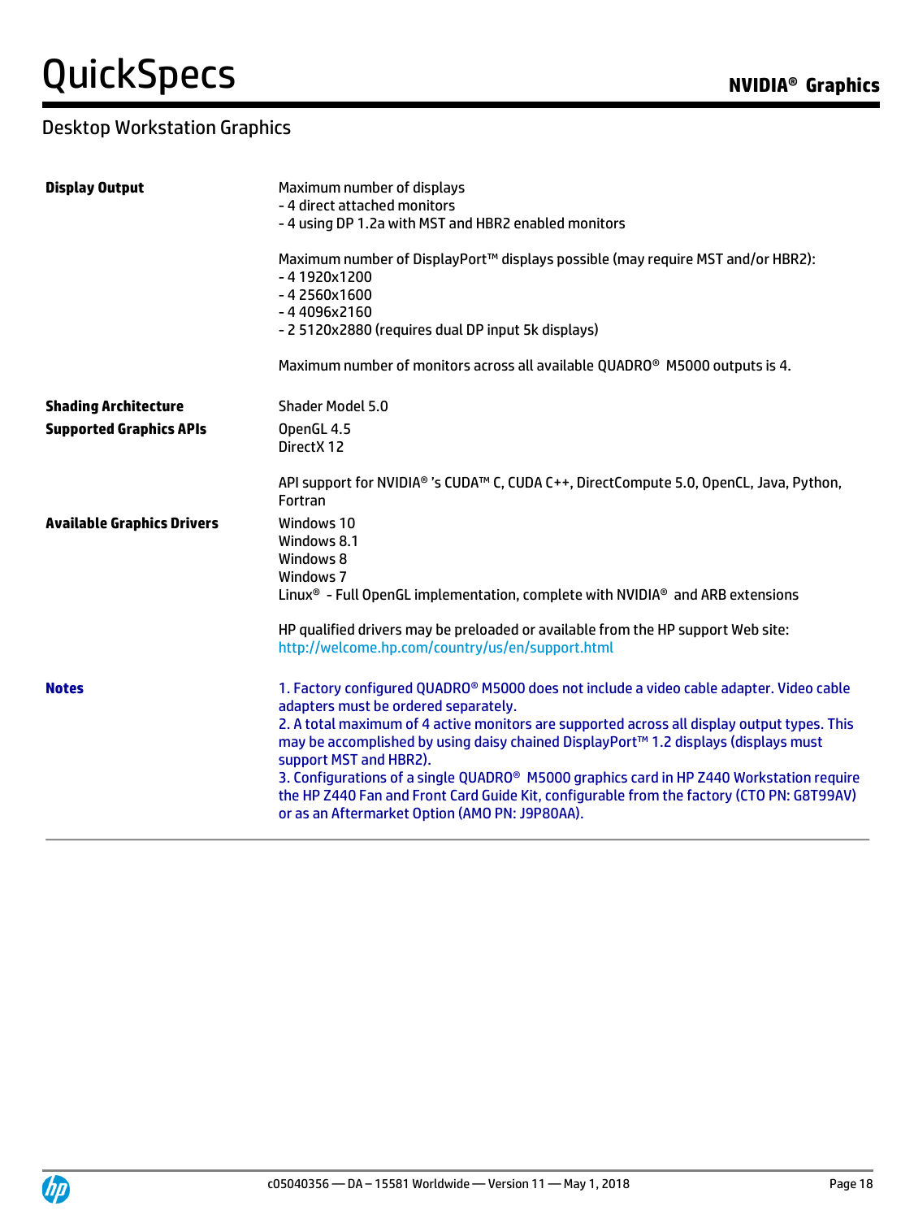| | |
|---|---|
| **Display Output** | Maximum number of displays<br>- 4 direct attached monitors<br>- 4 using DP 1.2a with MST and HBR2 enabled monitors<br><br>Maximum number of DisplayPort™ displays possible (may require MST and/or HBR2):<br>- 4 1920x1200<br>- 4 2560x1600<br>- 4 4096x2160<br>- 2 5120x2880 (requires dual DP input 5k displays)<br><br>Maximum number of monitors across all available QUADRO® M5000 outputs is 4. |
| **Shading Architecture** | Shader Model 5.0 |
| **Supported Graphics APIs** | OpenGL 4.5<br>DirectX 12<br><br>API support for NVIDIA® 's CUDA™ C, CUDA C++, DirectCompute 5.0, OpenCL, Java, Python, Fortran |
| **Available Graphics Drivers** | Windows 10<br>Windows 8.1<br>Windows 8<br>Windows 7<br>Linux® - Full OpenGL implementation, complete with NVIDIA® and ARB extensions<br><br>HP qualified drivers may be preloaded or available from the HP support Web site: http://welcome.hp.com/country/us/en/support.html |
| **Notes** | 1. Factory configured QUADRO® M5000 does not include a video cable adapter. Video cable adapters must be ordered separately.<br>2. A total maximum of 4 active monitors are supported across all display output types. This may be accomplished by using daisy chained DisplayPort™ 1.2 displays (displays must support MST and HBR2).<br>3. Configurations of a single QUADRO® M5000 graphics card in HP Z440 Workstation require the HP Z440 Fan and Front Card Guide Kit, configurable from the factory (CTO PN: G8T99AV) or as an Aftermarket Option (AMO PN: J9P80AA). |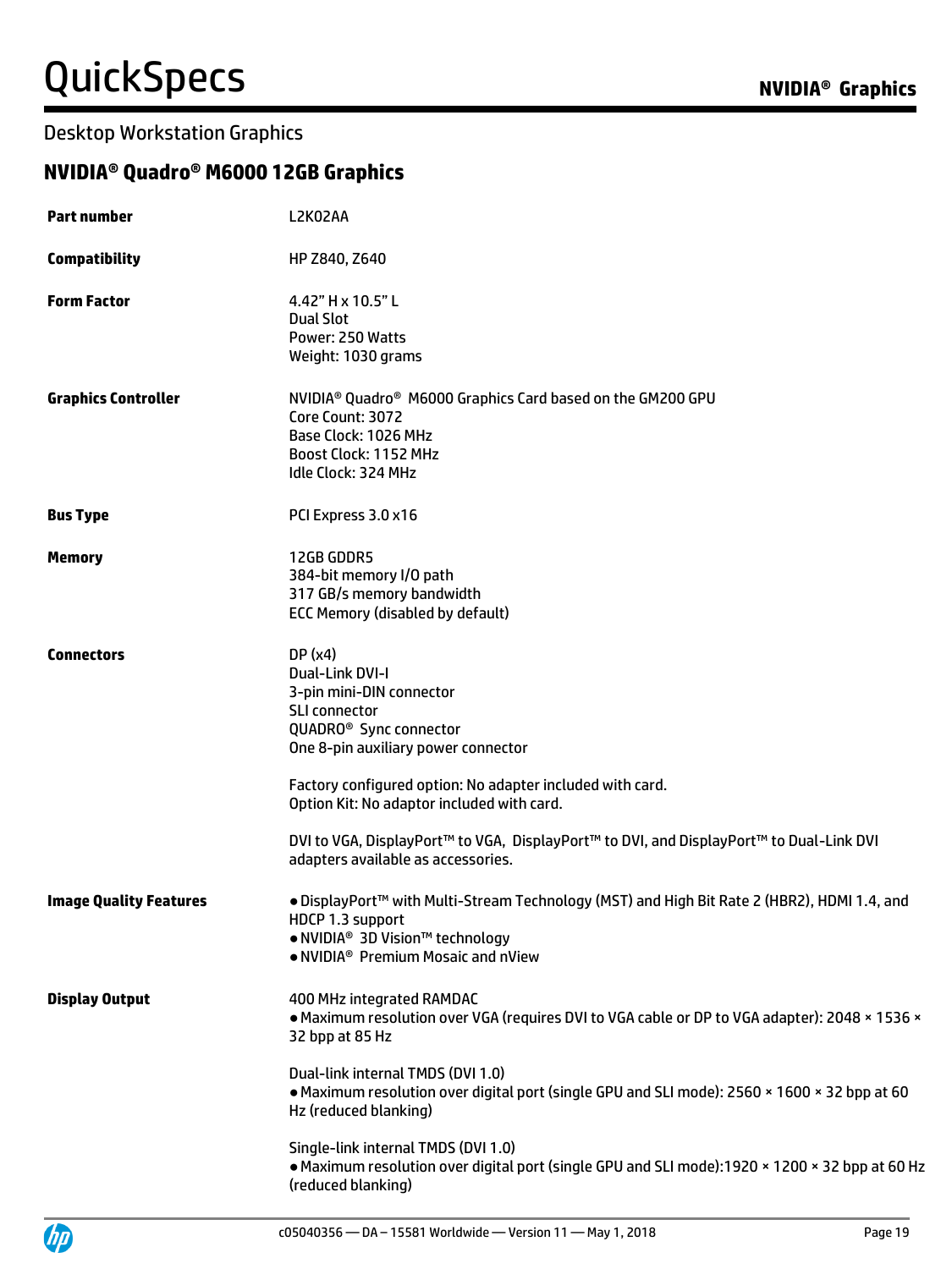## Desktop Workstation Graphics

### NVIDIA® Quadro® M6000 12GB Graphics

| | |
|---|---|
| **Part number** | L2K02AA |
| **Compatibility** | HP Z840, Z640 |
| **Form Factor** | 4.42" H x 10.5" L<br>Dual Slot<br>Power: 250 Watts<br>Weight: 1030 grams |
| **Graphics Controller** | NVIDIA® Quadro® M6000 Graphics Card based on the GM200 GPU<br>Core Count: 3072<br>Base Clock: 1026 MHz<br>Boost Clock: 1152 MHz<br>Idle Clock: 324 MHz |
| **Bus Type** | PCI Express 3.0 x16 |
| **Memory** | 12GB GDDR5<br>384-bit memory I/O path<br>317 GB/s memory bandwidth<br>ECC Memory (disabled by default) |
| **Connectors** | DP (x4)<br>Dual-Link DVI-I<br>3-pin mini-DIN connector<br>SLI connector<br>QUADRO® Sync connector<br>One 8-pin auxiliary power connector<br><br>Factory configured option: No adapter included with card.<br>Option Kit: No adaptor included with card.<br><br>DVI to VGA, DisplayPort™ to VGA, DisplayPort™ to DVI, and DisplayPort™ to Dual-Link DVI adapters available as accessories. |
| **Image Quality Features** | • DisplayPort™ with Multi-Stream Technology (MST) and High Bit Rate 2 (HBR2), HDMI 1.4, and HDCP 1.3 support<br>• NVIDIA® 3D Vision™ technology<br>• NVIDIA® Premium Mosaic and nView |
| **Display Output** | 400 MHz integrated RAMDAC<br>• Maximum resolution over VGA (requires DVI to VGA cable or DP to VGA adapter): 2048 × 1536 × 32 bpp at 85 Hz<br><br>Dual-link internal TMDS (DVI 1.0)<br>• Maximum resolution over digital port (single GPU and SLI mode): 2560 × 1600 × 32 bpp at 60 Hz (reduced blanking)<br><br>Single-link internal TMDS (DVI 1.0)<br>• Maximum resolution over digital port (single GPU and SLI mode):1920 × 1200 × 32 bpp at 60 Hz (reduced blanking) |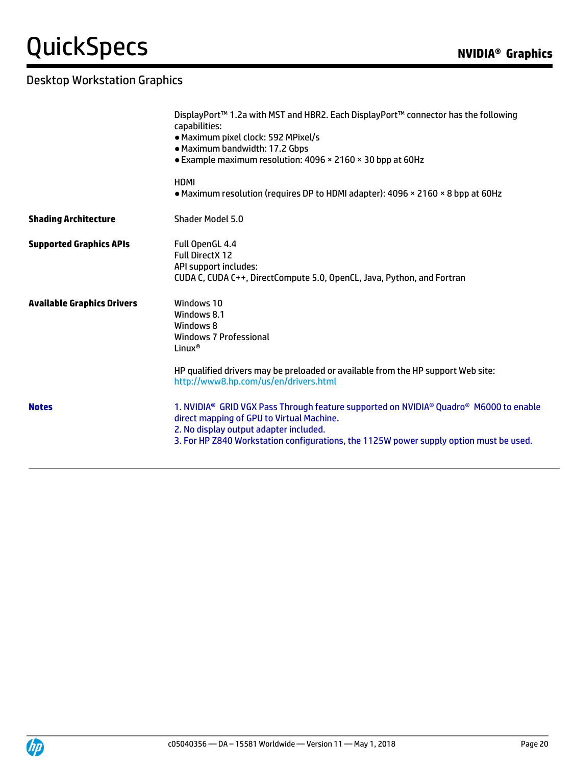## Desktop Workstation Graphics

| | |
|---|---|
| | DisplayPort™ 1.2a with MST and HBR2. Each DisplayPort™ connector has the following capabilities:<br>● Maximum pixel clock: 592 MPixel/s<br>● Maximum bandwidth: 17.2 Gbps<br>● Example maximum resolution: 4096 × 2160 × 30 bpp at 60Hz<br><br>HDMI<br>● Maximum resolution (requires DP to HDMI adapter): 4096 × 2160 × 8 bpp at 60Hz |
| **Shading Architecture** | Shader Model 5.0 |
| **Supported Graphics APIs** | Full OpenGL 4.4<br>Full DirectX 12<br>API support includes:<br>CUDA C, CUDA C++, DirectCompute 5.0, OpenCL, Java, Python, and Fortran |
| **Available Graphics Drivers** | Windows 10<br>Windows 8.1<br>Windows 8<br>Windows 7 Professional<br>Linux®<br><br>HP qualified drivers may be preloaded or available from the HP support Web site:<br>http://www8.hp.com/us/en/drivers.html |
| **Notes** | 1. NVIDIA® GRID VGX Pass Through feature supported on NVIDIA® Quadro® M6000 to enable direct mapping of GPU to Virtual Machine.<br>2. No display output adapter included.<br>3. For HP Z840 Workstation configurations, the 1125W power supply option must be used. |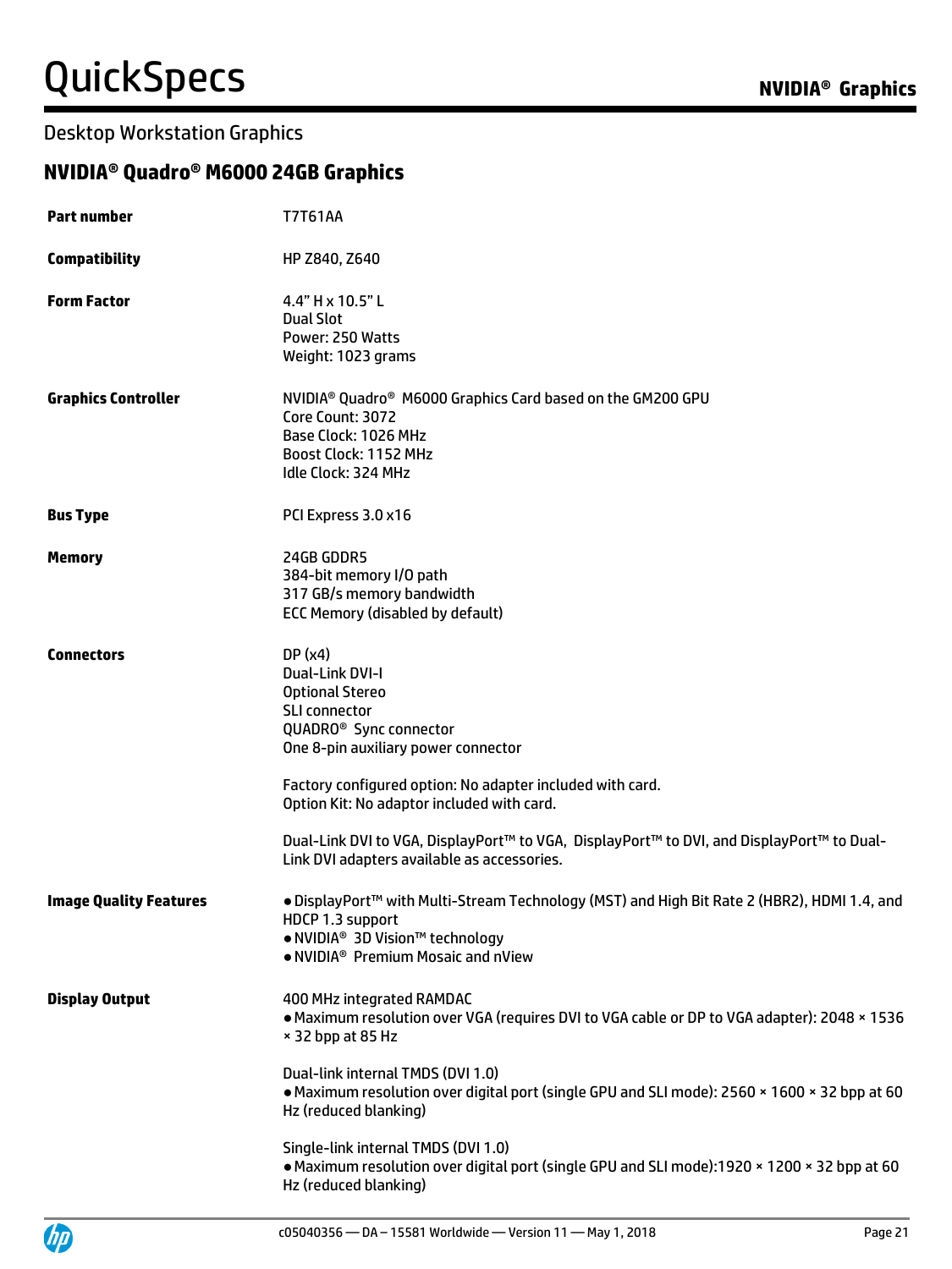## Desktop Workstation Graphics

### NVIDIA® Quadro® M6000 24GB Graphics

| | |
|---|---|
| **Part number** | T7T61AA |
| **Compatibility** | HP Z840, Z640 |
| **Form Factor** | 4.4" H x 10.5" L<br>Dual Slot<br>Power: 250 Watts<br>Weight: 1023 grams |
| **Graphics Controller** | NVIDIA® Quadro® M6000 Graphics Card based on the GM200 GPU<br>Core Count: 3072<br>Base Clock: 1026 MHz<br>Boost Clock: 1152 MHz<br>Idle Clock: 324 MHz |
| **Bus Type** | PCI Express 3.0 x16 |
| **Memory** | 24GB GDDR5<br>384-bit memory I/O path<br>317 GB/s memory bandwidth<br>ECC Memory (disabled by default) |
| **Connectors** | DP (x4)<br>Dual-Link DVI-I<br>Optional Stereo<br>SLI connector<br>QUADRO® Sync connector<br>One 8-pin auxiliary power connector<br><br>Factory configured option: No adapter included with card.<br>Option Kit: No adaptor included with card.<br><br>Dual-Link DVI to VGA, DisplayPort™ to VGA, DisplayPort™ to DVI, and DisplayPort™ to Dual-Link DVI adapters available as accessories. |
| **Image Quality Features** | • DisplayPort™ with Multi-Stream Technology (MST) and High Bit Rate 2 (HBR2), HDMI 1.4, and HDCP 1.3 support<br>• NVIDIA® 3D Vision™ technology<br>• NVIDIA® Premium Mosaic and nView |
| **Display Output** | 400 MHz integrated RAMDAC<br>• Maximum resolution over VGA (requires DVI to VGA cable or DP to VGA adapter): 2048 × 1536 × 32 bpp at 85 Hz<br><br>Dual-link internal TMDS (DVI 1.0)<br>• Maximum resolution over digital port (single GPU and SLI mode): 2560 × 1600 × 32 bpp at 60 Hz (reduced blanking)<br><br>Single-link internal TMDS (DVI 1.0)<br>• Maximum resolution over digital port (single GPU and SLI mode):1920 × 1200 × 32 bpp at 60 Hz (reduced blanking) |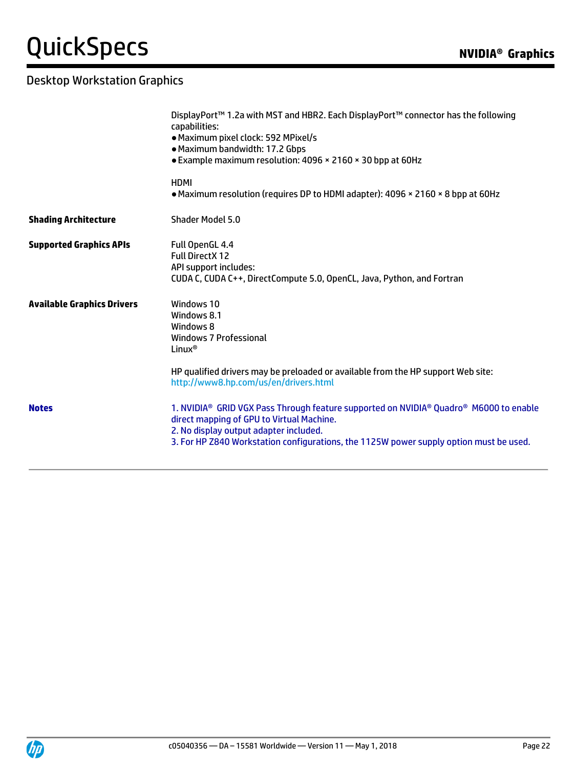# QuickSpecs

## Desktop Workstation Graphics

| | |
|---|---|
| | DisplayPort™ 1.2a with MST and HBR2. Each DisplayPort™ connector has the following capabilities:<br>● Maximum pixel clock: 592 MPixel/s<br>● Maximum bandwidth: 17.2 Gbps<br>● Example maximum resolution: 4096 × 2160 × 30 bpp at 60Hz<br><br>HDMI<br>● Maximum resolution (requires DP to HDMI adapter): 4096 × 2160 × 8 bpp at 60Hz |
| **Shading Architecture** | Shader Model 5.0 |
| **Supported Graphics APIs** | Full OpenGL 4.4<br>Full DirectX 12<br>API support includes:<br>CUDA C, CUDA C++, DirectCompute 5.0, OpenCL, Java, Python, and Fortran |
| **Available Graphics Drivers** | Windows 10<br>Windows 8.1<br>Windows 8<br>Windows 7 Professional<br>Linux®<br><br>HP qualified drivers may be preloaded or available from the HP support Web site:<br>http://www8.hp.com/us/en/drivers.html |
| **Notes** | 1. NVIDIA® GRID VGX Pass Through feature supported on NVIDIA® Quadro® M6000 to enable direct mapping of GPU to Virtual Machine.<br>2. No display output adapter included.<br>3. For HP Z840 Workstation configurations, the 1125W power supply option must be used. |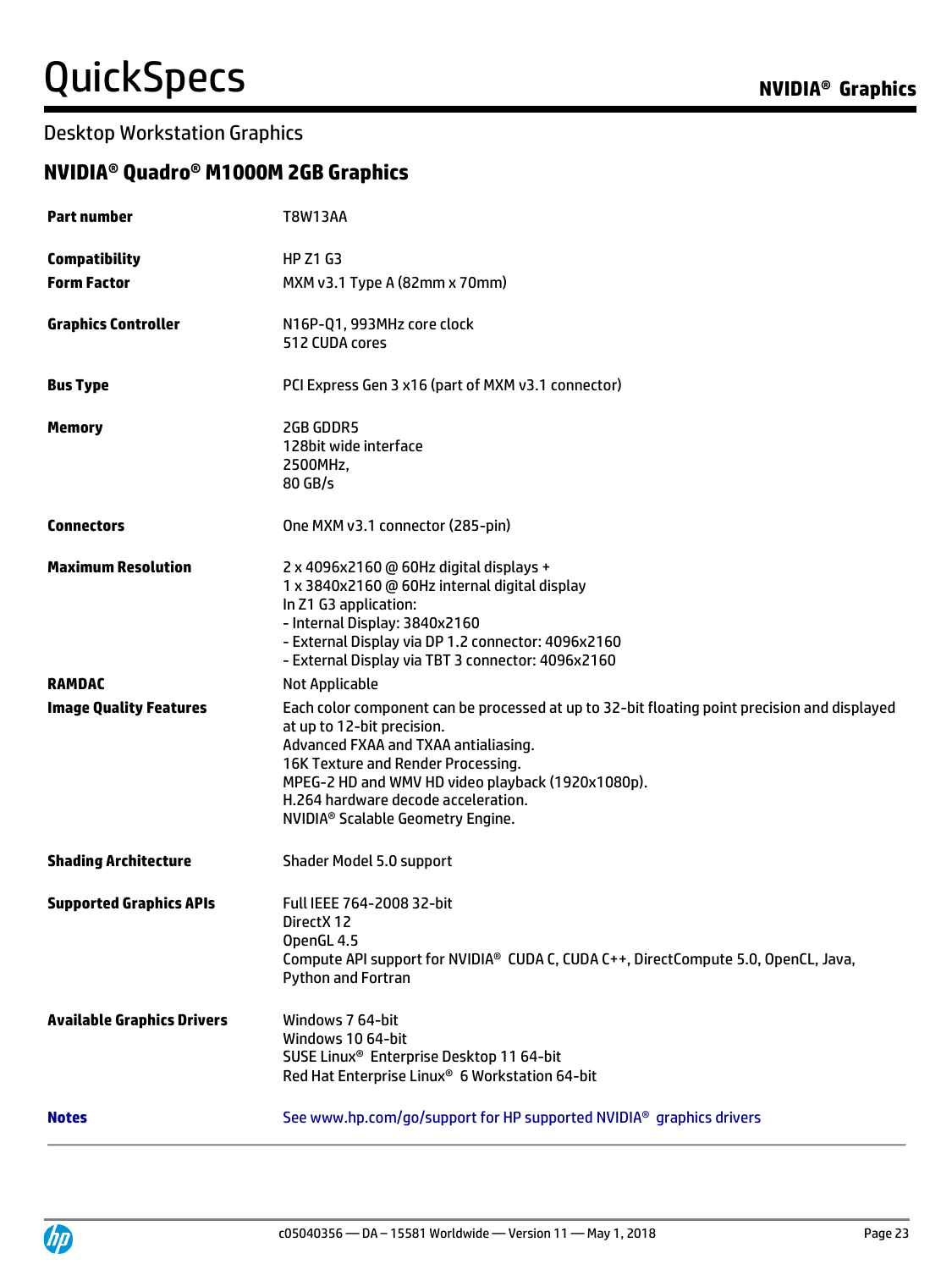## Desktop Workstation Graphics

### NVIDIA® Quadro® M1000M 2GB Graphics

| | |
|---|---|
| **Part number** | T8W13AA |
| **Compatibility** | HP Z1 G3 |
| **Form Factor** | MXM v3.1 Type A (82mm x 70mm) |
| **Graphics Controller** | N16P-Q1, 993MHz core clock<br>512 CUDA cores |
| **Bus Type** | PCI Express Gen 3 x16 (part of MXM v3.1 connector) |
| **Memory** | 2GB GDDR5<br>128bit wide interface<br>2500MHz,<br>80 GB/s |
| **Connectors** | One MXM v3.1 connector (285-pin) |
| **Maximum Resolution** | 2 x 4096x2160 @ 60Hz digital displays +<br>1 x 3840x2160 @ 60Hz internal digital display<br>In Z1 G3 application:<br>- Internal Display: 3840x2160<br>- External Display via DP 1.2 connector: 4096x2160<br>- External Display via TBT 3 connector: 4096x2160 |
| **RAMDAC** | Not Applicable |
| **Image Quality Features** | Each color component can be processed at up to 32-bit floating point precision and displayed at up to 12-bit precision.<br>Advanced FXAA and TXAA antialiasing.<br>16K Texture and Render Processing.<br>MPEG-2 HD and WMV HD video playback (1920x1080p).<br>H.264 hardware decode acceleration.<br>NVIDIA® Scalable Geometry Engine. |
| **Shading Architecture** | Shader Model 5.0 support |
| **Supported Graphics APIs** | Full IEEE 764-2008 32-bit<br>DirectX 12<br>OpenGL 4.5<br>Compute API support for NVIDIA® CUDA C, CUDA C++, DirectCompute 5.0, OpenCL, Java, Python and Fortran |
| **Available Graphics Drivers** | Windows 7 64-bit<br>Windows 10 64-bit<br>SUSE Linux® Enterprise Desktop 11 64-bit<br>Red Hat Enterprise Linux® 6 Workstation 64-bit |
| **Notes** | See www.hp.com/go/support for HP supported NVIDIA® graphics drivers |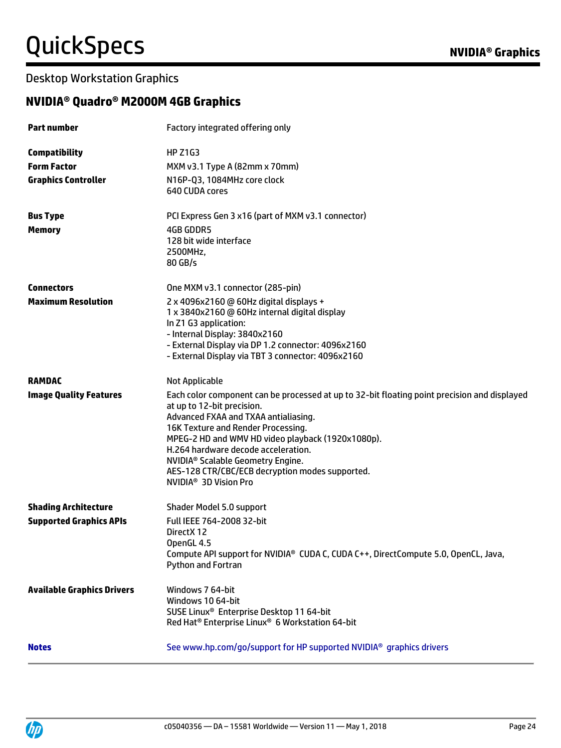## Desktop Workstation Graphics

### NVIDIA® Quadro® M2000M 4GB Graphics

| | |
|---|---|
| **Part number** | Factory integrated offering only |
| **Compatibility** | HP Z1G3 |
| **Form Factor** | MXM v3.1 Type A (82mm x 70mm) |
| **Graphics Controller** | N16P-Q3, 1084MHz core clock<br>640 CUDA cores |
| **Bus Type** | PCI Express Gen 3 x16 (part of MXM v3.1 connector) |
| **Memory** | 4GB GDDR5<br>128 bit wide interface<br>2500MHz,<br>80 GB/s |
| **Connectors** | One MXM v3.1 connector (285-pin) |
| **Maximum Resolution** | 2 x 4096x2160 @ 60Hz digital displays +<br>1 x 3840x2160 @ 60Hz internal digital display<br>In Z1 G3 application:<br>- Internal Display: 3840x2160<br>- External Display via DP 1.2 connector: 4096x2160<br>- External Display via TBT 3 connector: 4096x2160 |
| **RAMDAC** | Not Applicable |
| **Image Quality Features** | Each color component can be processed at up to 32-bit floating point precision and displayed at up to 12-bit precision.<br>Advanced FXAA and TXAA antialiasing.<br>16K Texture and Render Processing.<br>MPEG-2 HD and WMV HD video playback (1920x1080p).<br>H.264 hardware decode acceleration.<br>NVIDIA® Scalable Geometry Engine.<br>AES-128 CTR/CBC/ECB decryption modes supported.<br>NVIDIA® 3D Vision Pro |
| **Shading Architecture** | Shader Model 5.0 support |
| **Supported Graphics APIs** | Full IEEE 764-2008 32-bit<br>DirectX 12<br>OpenGL 4.5<br>Compute API support for NVIDIA® CUDA C, CUDA C++, DirectCompute 5.0, OpenCL, Java, Python and Fortran |
| **Available Graphics Drivers** | Windows 7 64-bit<br>Windows 10 64-bit<br>SUSE Linux® Enterprise Desktop 11 64-bit<br>Red Hat® Enterprise Linux® 6 Workstation 64-bit |
| **Notes** | See www.hp.com/go/support for HP supported NVIDIA® graphics drivers |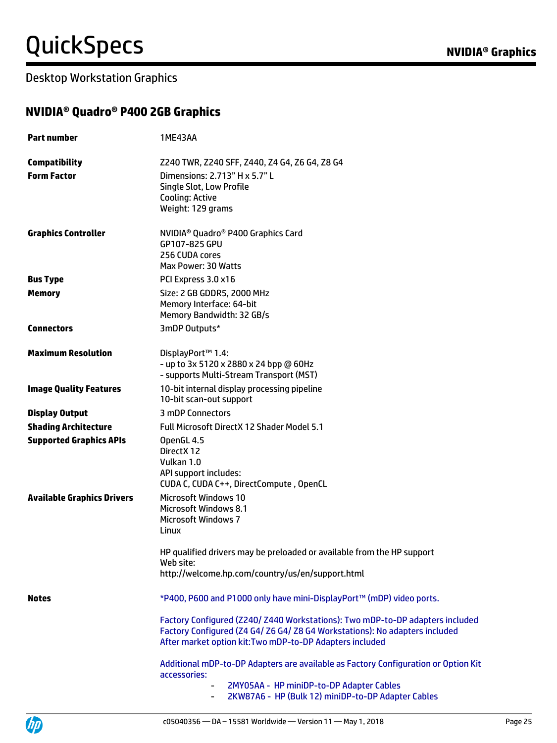## Desktop Workstation Graphics

### NVIDIA® Quadro® P400 2GB Graphics

| | |
|---|---|
| **Part number** | 1ME43AA |
| **Compatibility** | Z240 TWR, Z240 SFF, Z440, Z4 G4, Z6 G4, Z8 G4 |
| **Form Factor** | Dimensions: 2.713" H x 5.7" L<br>Single Slot, Low Profile<br>Cooling: Active<br>Weight: 129 grams |
| **Graphics Controller** | NVIDIA® Quadro® P400 Graphics Card<br>GP107-825 GPU<br>256 CUDA cores<br>Max Power: 30 Watts |
| **Bus Type** | PCI Express 3.0 x16 |
| **Memory** | Size: 2 GB GDDR5, 2000 MHz<br>Memory Interface: 64-bit<br>Memory Bandwidth: 32 GB/s |
| **Connectors** | 3mDP Outputs* |
| **Maximum Resolution** | DisplayPort™ 1.4:<br>- up to 3x 5120 x 2880 x 24 bpp @ 60Hz<br>- supports Multi-Stream Transport (MST) |
| **Image Quality Features** | 10-bit internal display processing pipeline<br>10-bit scan-out support |
| **Display Output** | 3 mDP Connectors |
| **Shading Architecture** | Full Microsoft DirectX 12 Shader Model 5.1 |
| **Supported Graphics APIs** | OpenGL 4.5<br>DirectX 12<br>Vulkan 1.0<br>API support includes:<br>CUDA C, CUDA C++, DirectCompute , OpenCL |
| **Available Graphics Drivers** | Microsoft Windows 10<br>Microsoft Windows 8.1<br>Microsoft Windows 7<br>Linux<br><br>HP qualified drivers may be preloaded or available from the HP support Web site:<br>http://welcome.hp.com/country/us/en/support.html |
| **Notes** | *P400, P600 and P1000 only have mini-DisplayPort™ (mDP) video ports.<br><br>Factory Configured (Z240/ Z440 Workstations): Two mDP-to-DP adapters included<br>Factory Configured (Z4 G4/ Z6 G4/ Z8 G4 Workstations): No adapters included<br>After market option kit:Two mDP-to-DP Adapters included<br><br>Additional mDP-to-DP Adapters are available as Factory Configuration or Option Kit accessories:<br>- 2MY05AA - HP miniDP-to-DP Adapter Cables<br>- 2KW87A6 - HP (Bulk 12) miniDP-to-DP Adapter Cables |

c05040356 — DA – 15581 Worldwide — Version 11 — May 1, 2018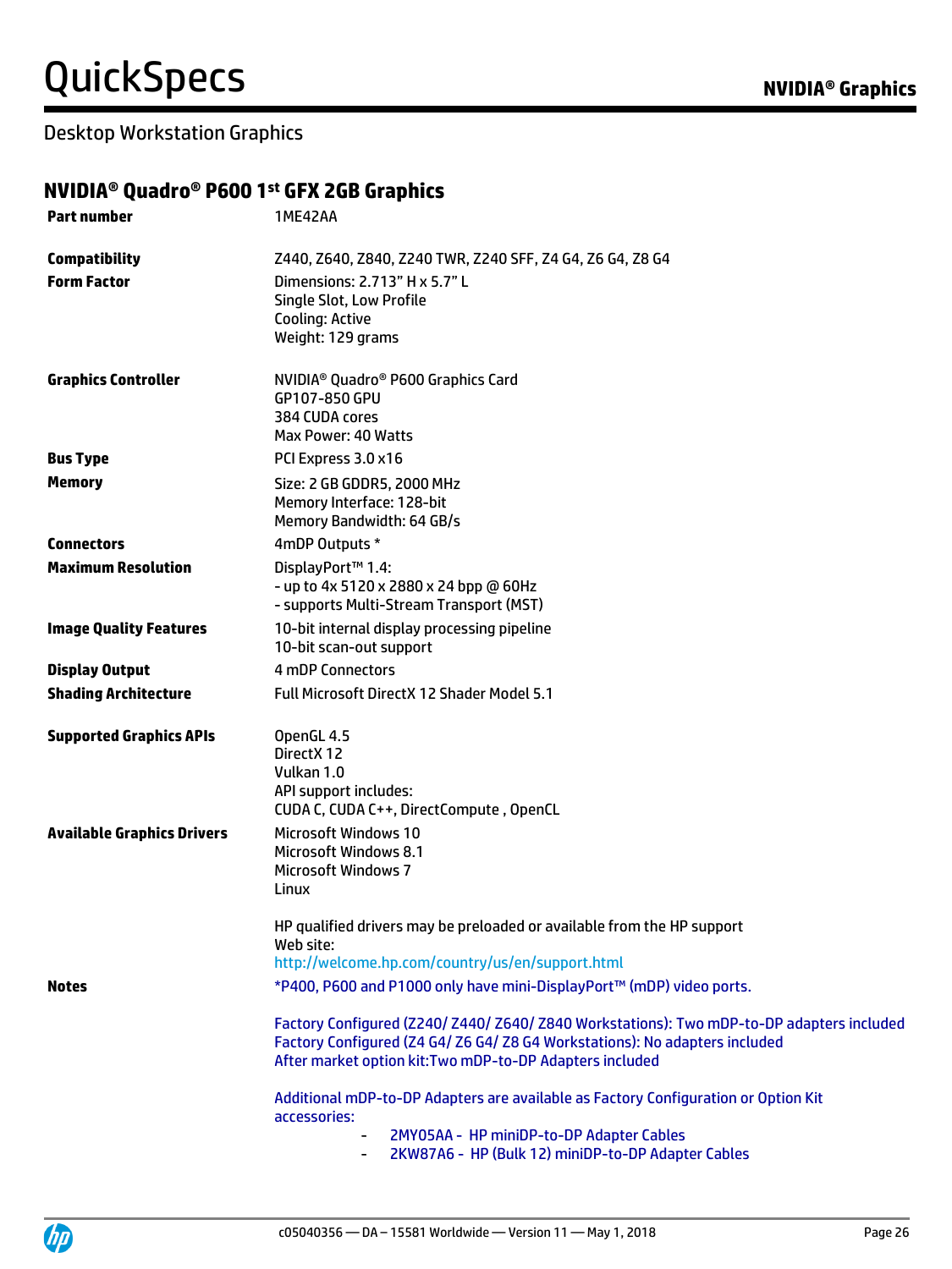## NVIDIA® Quadro® P600 1st GFX 2GB Graphics

| | |
|---|---|
| **Part number** | 1ME42AA |
| **Compatibility** | Z440, Z640, Z840, Z240 TWR, Z240 SFF, Z4 G4, Z6 G4, Z8 G4 |
| **Form Factor** | Dimensions: 2.713" H x 5.7" L<br>Single Slot, Low Profile<br>Cooling: Active<br>Weight: 129 grams |
| **Graphics Controller** | NVIDIA® Quadro® P600 Graphics Card<br>GP107-850 GPU<br>384 CUDA cores<br>Max Power: 40 Watts |
| **Bus Type** | PCI Express 3.0 x16 |
| **Memory** | Size: 2 GB GDDR5, 2000 MHz<br>Memory Interface: 128-bit<br>Memory Bandwidth: 64 GB/s |
| **Connectors** | 4mDP Outputs * |
| **Maximum Resolution** | DisplayPort™ 1.4:<br>- up to 4x 5120 x 2880 x 24 bpp @ 60Hz<br>- supports Multi-Stream Transport (MST) |
| **Image Quality Features** | 10-bit internal display processing pipeline<br>10-bit scan-out support |
| **Display Output** | 4 mDP Connectors |
| **Shading Architecture** | Full Microsoft DirectX 12 Shader Model 5.1 |
| **Supported Graphics APIs** | OpenGL 4.5<br>DirectX 12<br>Vulkan 1.0<br>API support includes:<br>CUDA C, CUDA C++, DirectCompute , OpenCL |
| **Available Graphics Drivers** | Microsoft Windows 10<br>Microsoft Windows 8.1<br>Microsoft Windows 7<br>Linux<br><br>HP qualified drivers may be preloaded or available from the HP support Web site:<br>http://welcome.hp.com/country/us/en/support.html |
| **Notes** | *P400, P600 and P1000 only have mini-DisplayPort™ (mDP) video ports.<br><br>Factory Configured (Z240/ Z440/ Z640/ Z840 Workstations): Two mDP-to-DP adapters included<br>Factory Configured (Z4 G4/ Z6 G4/ Z8 G4 Workstations): No adapters included<br>After market option kit:Two mDP-to-DP Adapters included<br><br>Additional mDP-to-DP Adapters are available as Factory Configuration or Option Kit accessories:<br>- 2MY05AA - HP miniDP-to-DP Adapter Cables<br>- 2KW87A6 - HP (Bulk 12) miniDP-to-DP Adapter Cables |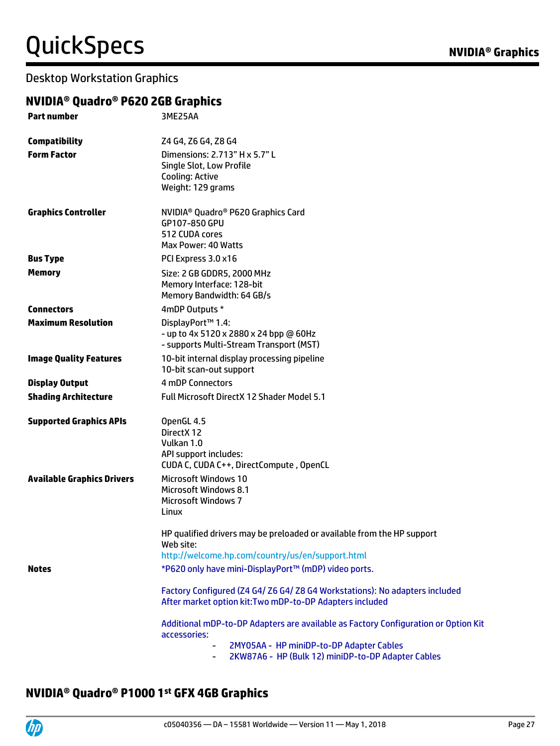## Desktop Workstation Graphics

### NVIDIA® Quadro® P620 2GB Graphics

| | |
|---|---|
| **Part number** | 3ME25AA |
| **Compatibility** | Z4 G4, Z6 G4, Z8 G4 |
| **Form Factor** | Dimensions: 2.713" H x 5.7" L<br>Single Slot, Low Profile<br>Cooling: Active<br>Weight: 129 grams |
| **Graphics Controller** | NVIDIA® Quadro® P620 Graphics Card<br>GP107-850 GPU<br>512 CUDA cores<br>Max Power: 40 Watts |
| **Bus Type** | PCI Express 3.0 x16 |
| **Memory** | Size: 2 GB GDDR5, 2000 MHz<br>Memory Interface: 128-bit<br>Memory Bandwidth: 64 GB/s |
| **Connectors** | 4mDP Outputs * |
| **Maximum Resolution** | DisplayPort™ 1.4:<br>- up to 4x 5120 x 2880 x 24 bpp @ 60Hz<br>- supports Multi-Stream Transport (MST) |
| **Image Quality Features** | 10-bit internal display processing pipeline<br>10-bit scan-out support |
| **Display Output** | 4 mDP Connectors |
| **Shading Architecture** | Full Microsoft DirectX 12 Shader Model 5.1 |
| **Supported Graphics APIs** | OpenGL 4.5<br>DirectX 12<br>Vulkan 1.0<br>API support includes:<br>CUDA C, CUDA C++, DirectCompute , OpenCL |
| **Available Graphics Drivers** | Microsoft Windows 10<br>Microsoft Windows 8.1<br>Microsoft Windows 7<br>Linux<br><br>HP qualified drivers may be preloaded or available from the HP support Web site:<br>http://welcome.hp.com/country/us/en/support.html |
| **Notes** | *P620 only have mini-DisplayPort™ (mDP) video ports.<br><br>Factory Configured (Z4 G4/ Z6 G4/ Z8 G4 Workstations): No adapters included<br>After market option kit:Two mDP-to-DP Adapters included<br><br>Additional mDP-to-DP Adapters are available as Factory Configuration or Option Kit accessories:<br>- 2MY05AA - HP miniDP-to-DP Adapter Cables<br>- 2KW87A6 - HP (Bulk 12) miniDP-to-DP Adapter Cables |

### NVIDIA® Quadro® P1000 1st GFX 4GB Graphics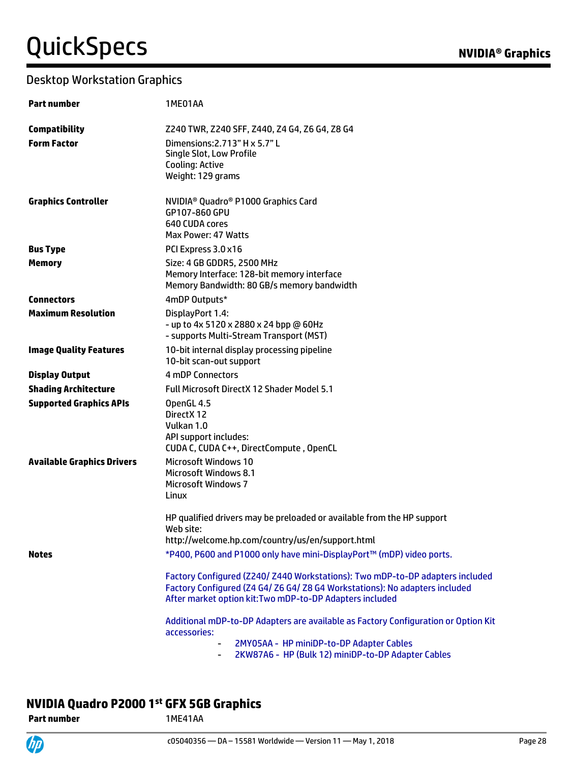## Desktop Workstation Graphics

| | |
|---|---|
| **Part number** | 1ME01AA |
| **Compatibility** | Z240 TWR, Z240 SFF, Z440, Z4 G4, Z6 G4, Z8 G4 |
| **Form Factor** | Dimensions:2.713" H x 5.7" L<br>Single Slot, Low Profile<br>Cooling: Active<br>Weight: 129 grams |
| **Graphics Controller** | NVIDIA® Quadro® P1000 Graphics Card<br>GP107-860 GPU<br>640 CUDA cores<br>Max Power: 47 Watts |
| **Bus Type** | PCI Express 3.0 x16 |
| **Memory** | Size: 4 GB GDDR5, 2500 MHz<br>Memory Interface: 128-bit memory interface<br>Memory Bandwidth: 80 GB/s memory bandwidth |
| **Connectors** | 4mDP Outputs* |
| **Maximum Resolution** | DisplayPort 1.4:<br>- up to 4x 5120 x 2880 x 24 bpp @ 60Hz<br>- supports Multi-Stream Transport (MST) |
| **Image Quality Features** | 10-bit internal display processing pipeline<br>10-bit scan-out support |
| **Display Output** | 4 mDP Connectors |
| **Shading Architecture** | Full Microsoft DirectX 12 Shader Model 5.1 |
| **Supported Graphics APIs** | OpenGL 4.5<br>DirectX 12<br>Vulkan 1.0<br>API support includes:<br>CUDA C, CUDA C++, DirectCompute , OpenCL |
| **Available Graphics Drivers** | Microsoft Windows 10<br>Microsoft Windows 8.1<br>Microsoft Windows 7<br>Linux<br><br>HP qualified drivers may be preloaded or available from the HP support Web site:<br>http://welcome.hp.com/country/us/en/support.html |
| **Notes** | *P400, P600 and P1000 only have mini-DisplayPort™ (mDP) video ports.<br><br>Factory Configured (Z240/ Z440 Workstations): Two mDP-to-DP adapters included<br>Factory Configured (Z4 G4/ Z6 G4/ Z8 G4 Workstations): No adapters included<br>After market option kit:Two mDP-to-DP Adapters included<br><br>Additional mDP-to-DP Adapters are available as Factory Configuration or Option Kit accessories:<br>- 2MY05AA - HP miniDP-to-DP Adapter Cables<br>- 2KW87A6 - HP (Bulk 12) miniDP-to-DP Adapter Cables |

## NVIDIA Quadro P2000 1st GFX 5GB Graphics

| | |
|---|---|
| **Part number** | 1ME41AA |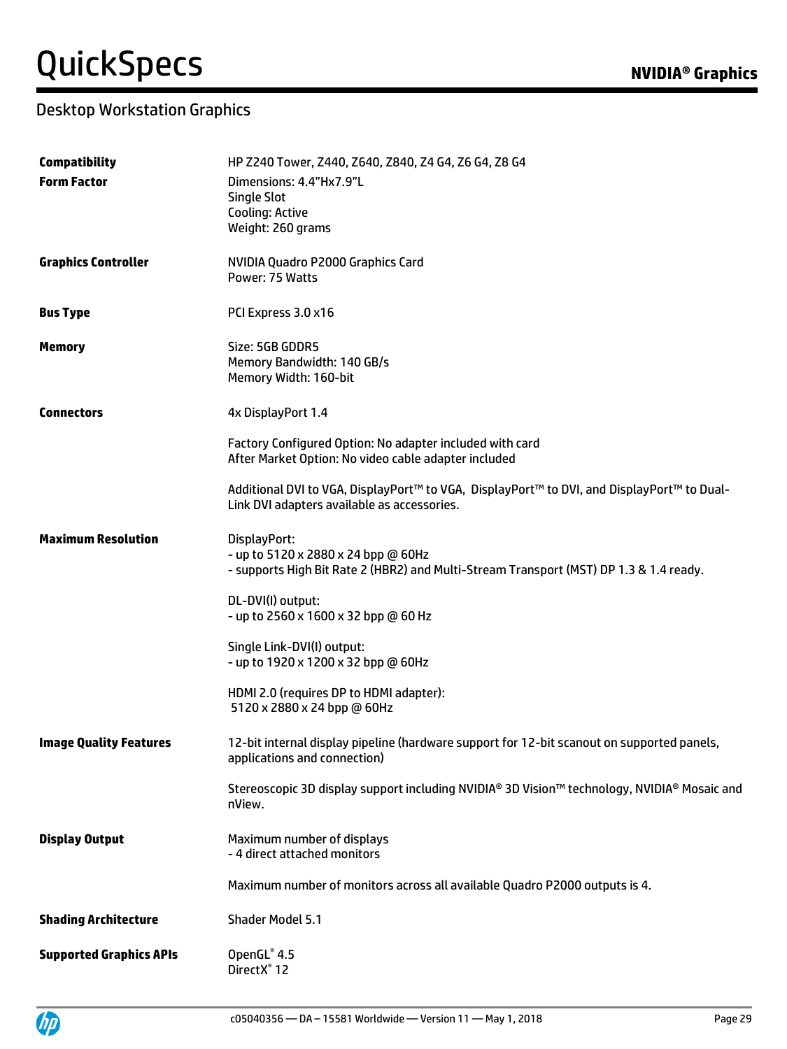# QuickSpecs

**NVIDIA® Graphics**

## Desktop Workstation Graphics

| | |
|---|---|
| **Compatibility** | HP Z240 Tower, Z440, Z640, Z840, Z4 G4, Z6 G4, Z8 G4 |
| **Form Factor** | Dimensions: 4.4"Hx7.9"L<br>Single Slot<br>Cooling: Active<br>Weight: 260 grams |
| **Graphics Controller** | NVIDIA Quadro P2000 Graphics Card<br>Power: 75 Watts |
| **Bus Type** | PCI Express 3.0 x16 |
| **Memory** | Size: 5GB GDDR5<br>Memory Bandwidth: 140 GB/s<br>Memory Width: 160-bit |
| **Connectors** | 4x DisplayPort 1.4<br><br>Factory Configured Option: No adapter included with card<br>After Market Option: No video cable adapter included<br><br>Additional DVI to VGA, DisplayPort™ to VGA, DisplayPort™ to DVI, and DisplayPort™ to Dual-Link DVI adapters available as accessories. |
| **Maximum Resolution** | DisplayPort:<br>- up to 5120 x 2880 x 24 bpp @ 60Hz<br>- supports High Bit Rate 2 (HBR2) and Multi-Stream Transport (MST) DP 1.3 & 1.4 ready.<br><br>DL-DVI(I) output:<br>- up to 2560 x 1600 x 32 bpp @ 60 Hz<br><br>Single Link-DVI(I) output:<br>- up to 1920 x 1200 x 32 bpp @ 60Hz<br><br>HDMI 2.0 (requires DP to HDMI adapter):<br>5120 x 2880 x 24 bpp @ 60Hz |
| **Image Quality Features** | 12-bit internal display pipeline (hardware support for 12-bit scanout on supported panels, applications and connection)<br><br>Stereoscopic 3D display support including NVIDIA® 3D Vision™ technology, NVIDIA® Mosaic and nView. |
| **Display Output** | Maximum number of displays<br>- 4 direct attached monitors<br><br>Maximum number of monitors across all available Quadro P2000 outputs is 4. |
| **Shading Architecture** | Shader Model 5.1 |
| **Supported Graphics APIs** | OpenGL® 4.5<br>DirectX® 12 |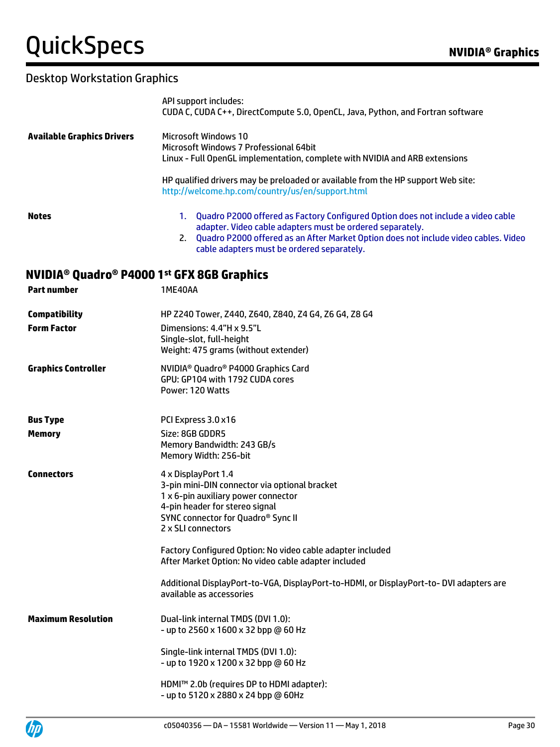## Desktop Workstation Graphics

| | |
|---|---|
| | API support includes:<br>CUDA C, CUDA C++, DirectCompute 5.0, OpenCL, Java, Python, and Fortran software |
| **Available Graphics Drivers** | Microsoft Windows 10<br>Microsoft Windows 7 Professional 64bit<br>Linux - Full OpenGL implementation, complete with NVIDIA and ARB extensions<br><br>HP qualified drivers may be preloaded or available from the HP support Web site:<br>http://welcome.hp.com/country/us/en/support.html |
| **Notes** | 1. Quadro P2000 offered as Factory Configured Option does not include a video cable adapter. Video cable adapters must be ordered separately.<br>2. Quadro P2000 offered as an After Market Option does not include video cables. Video cable adapters must be ordered separately. |

## NVIDIA® Quadro® P4000 1st GFX 8GB Graphics

| | |
|---|---|
| **Part number** | 1ME40AA |
| **Compatibility** | HP Z240 Tower, Z440, Z640, Z840, Z4 G4, Z6 G4, Z8 G4 |
| **Form Factor** | Dimensions: 4.4"H x 9.5"L<br>Single-slot, full-height<br>Weight: 475 grams (without extender) |
| **Graphics Controller** | NVIDIA® Quadro® P4000 Graphics Card<br>GPU: GP104 with 1792 CUDA cores<br>Power: 120 Watts |
| **Bus Type** | PCI Express 3.0 x16 |
| **Memory** | Size: 8GB GDDR5<br>Memory Bandwidth: 243 GB/s<br>Memory Width: 256-bit |
| **Connectors** | 4 x DisplayPort 1.4<br>3-pin mini-DIN connector via optional bracket<br>1 x 6-pin auxiliary power connector<br>4-pin header for stereo signal<br>SYNC connector for Quadro® Sync II<br>2 x SLI connectors<br><br>Factory Configured Option: No video cable adapter included<br>After Market Option: No video cable adapter included<br><br>Additional DisplayPort-to-VGA, DisplayPort-to-HDMI, or DisplayPort-to- DVI adapters are available as accessories |
| **Maximum Resolution** | Dual-link internal TMDS (DVI 1.0):<br>- up to 2560 x 1600 x 32 bpp @ 60 Hz<br><br>Single-link internal TMDS (DVI 1.0):<br>- up to 1920 x 1200 x 32 bpp @ 60 Hz<br><br>HDMI™ 2.0b (requires DP to HDMI adapter):<br>- up to 5120 x 2880 x 24 bpp @ 60Hz |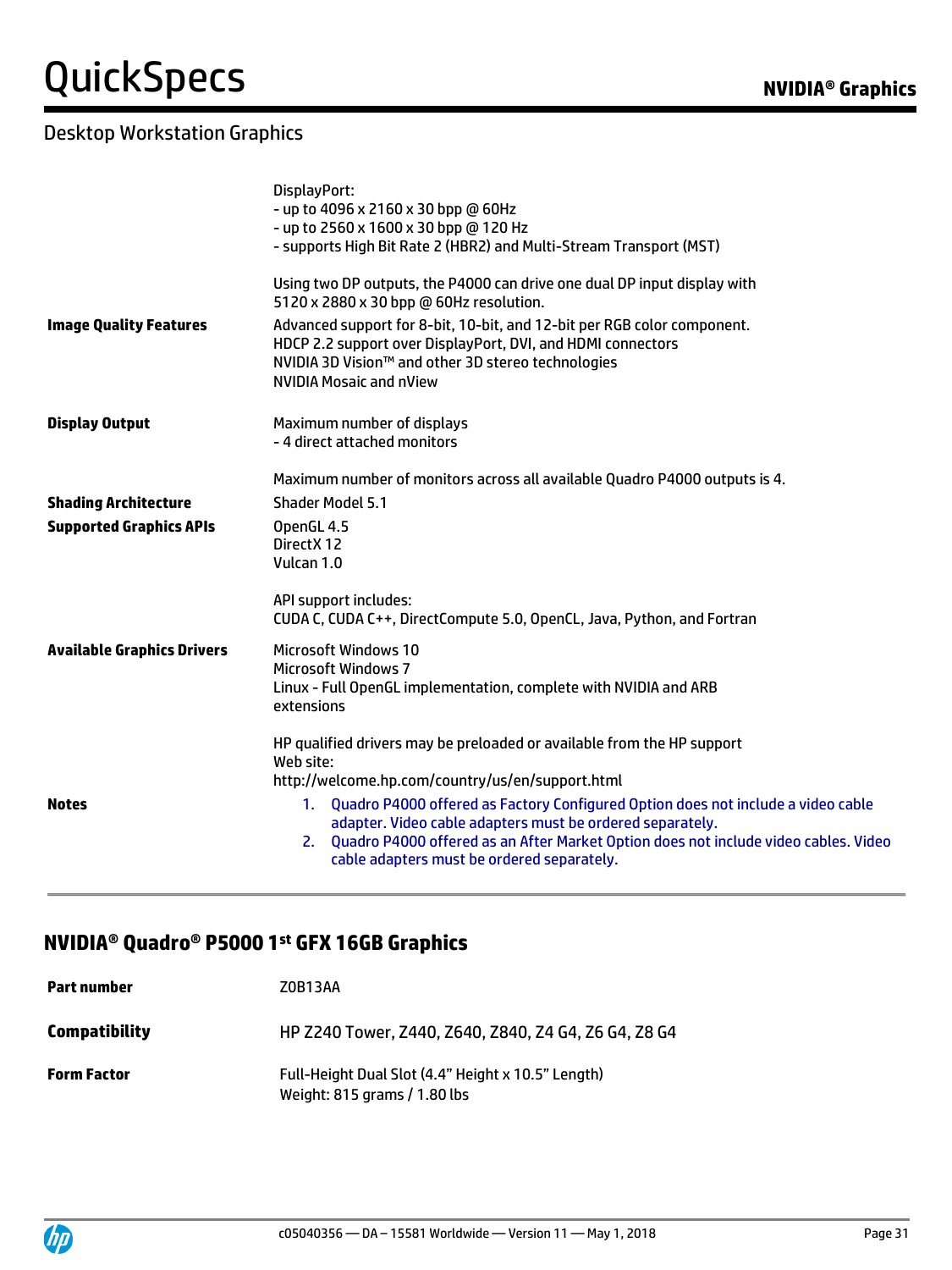| | |
|---|---|
| | DisplayPort:<br>- up to 4096 x 2160 x 30 bpp @ 60Hz<br>- up to 2560 x 1600 x 30 bpp @ 120 Hz<br>- supports High Bit Rate 2 (HBR2) and Multi-Stream Transport (MST)<br><br>Using two DP outputs, the P4000 can drive one dual DP input display with 5120 x 2880 x 30 bpp @ 60Hz resolution. |
| **Image Quality Features** | Advanced support for 8-bit, 10-bit, and 12-bit per RGB color component.<br>HDCP 2.2 support over DisplayPort, DVI, and HDMI connectors<br>NVIDIA 3D Vision™ and other 3D stereo technologies<br>NVIDIA Mosaic and nView |
| **Display Output** | Maximum number of displays<br>- 4 direct attached monitors<br><br>Maximum number of monitors across all available Quadro P4000 outputs is 4. |
| **Shading Architecture** | Shader Model 5.1 |
| **Supported Graphics APIs** | OpenGL 4.5<br>DirectX 12<br>Vulcan 1.0<br><br>API support includes:<br>CUDA C, CUDA C++, DirectCompute 5.0, OpenCL, Java, Python, and Fortran |
| **Available Graphics Drivers** | Microsoft Windows 10<br>Microsoft Windows 7<br>Linux - Full OpenGL implementation, complete with NVIDIA and ARB extensions<br><br>HP qualified drivers may be preloaded or available from the HP support Web site:<br>http://welcome.hp.com/country/us/en/support.html |
| **Notes** | 1. Quadro P4000 offered as Factory Configured Option does not include a video cable adapter. Video cable adapters must be ordered separately.<br>2. Quadro P4000 offered as an After Market Option does not include video cables. Video cable adapters must be ordered separately. |

## NVIDIA® Quadro® P5000 1st GFX 16GB Graphics

| | |
|---|---|
| **Part number** | Z0B13AA |
| **Compatibility** | HP Z240 Tower, Z440, Z640, Z840, Z4 G4, Z6 G4, Z8 G4 |
| **Form Factor** | Full-Height Dual Slot (4.4" Height x 10.5" Length)<br>Weight: 815 grams / 1.80 lbs |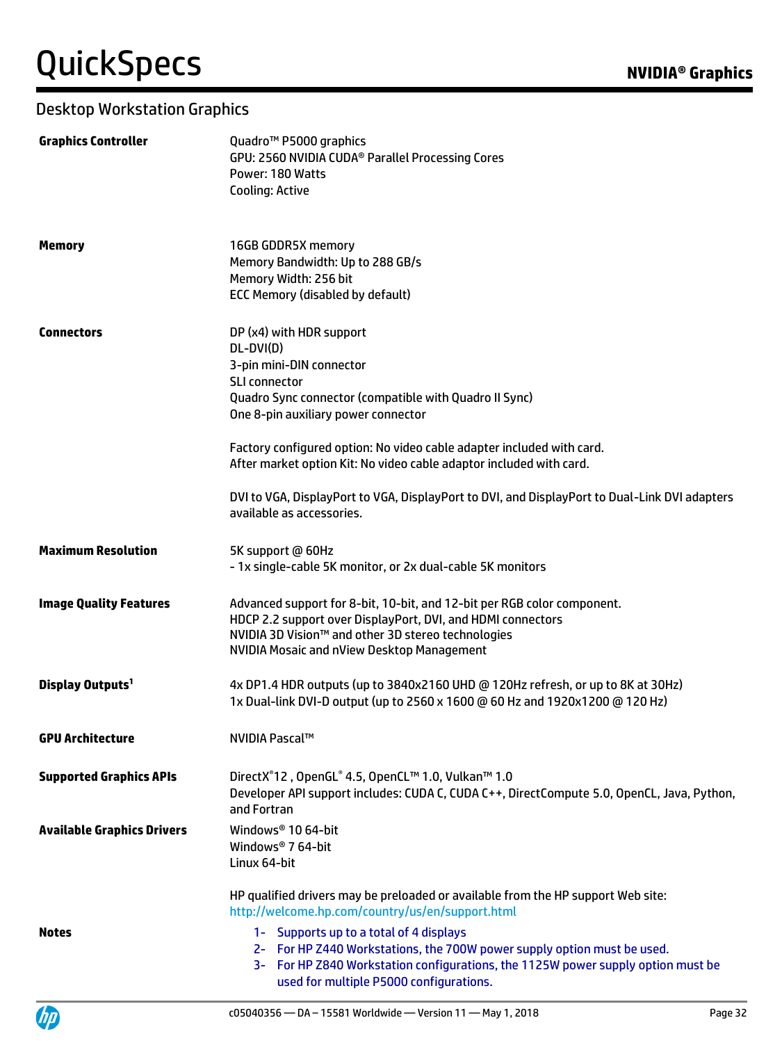## Desktop Workstation Graphics

| | |
|---|---|
| **Graphics Controller** | Quadro™ P5000 graphics<br>GPU: 2560 NVIDIA CUDA® Parallel Processing Cores<br>Power: 180 Watts<br>Cooling: Active |
| **Memory** | 16GB GDDR5X memory<br>Memory Bandwidth: Up to 288 GB/s<br>Memory Width: 256 bit<br>ECC Memory (disabled by default) |
| **Connectors** | DP (x4) with HDR support<br>DL-DVI(D)<br>3-pin mini-DIN connector<br>SLI connector<br>Quadro Sync connector (compatible with Quadro II Sync)<br>One 8-pin auxiliary power connector<br><br>Factory configured option: No video cable adapter included with card.<br>After market option Kit: No video cable adaptor included with card.<br><br>DVI to VGA, DisplayPort to VGA, DisplayPort to DVI, and DisplayPort to Dual-Link DVI adapters available as accessories. |
| **Maximum Resolution** | 5K support @ 60Hz<br>- 1x single-cable 5K monitor, or 2x dual-cable 5K monitors |
| **Image Quality Features** | Advanced support for 8-bit, 10-bit, and 12-bit per RGB color component.<br>HDCP 2.2 support over DisplayPort, DVI, and HDMI connectors<br>NVIDIA 3D Vision™ and other 3D stereo technologies<br>NVIDIA Mosaic and nView Desktop Management |
| **Display Outputs**[1] | 4x DP1.4 HDR outputs (up to 3840x2160 UHD @ 120Hz refresh, or up to 8K at 30Hz)<br>1x Dual-link DVI-D output (up to 2560 x 1600 @ 60 Hz and 1920x1200 @ 120 Hz) |
| **GPU Architecture** | NVIDIA Pascal™ |
| **Supported Graphics APIs** | DirectX®12 , OpenGL® 4.5, OpenCL™ 1.0, Vulkan™ 1.0<br>Developer API support includes: CUDA C, CUDA C++, DirectCompute 5.0, OpenCL, Java, Python, and Fortran |
| **Available Graphics Drivers** | Windows® 10 64-bit<br>Windows® 7 64-bit<br>Linux 64-bit<br><br>HP qualified drivers may be preloaded or available from the HP support Web site: http://welcome.hp.com/country/us/en/support.html |
| **Notes** | 1- Supports up to a total of 4 displays<br>2- For HP Z440 Workstations, the 700W power supply option must be used.<br>3- For HP Z840 Workstation configurations, the 1125W power supply option must be used for multiple P5000 configurations. |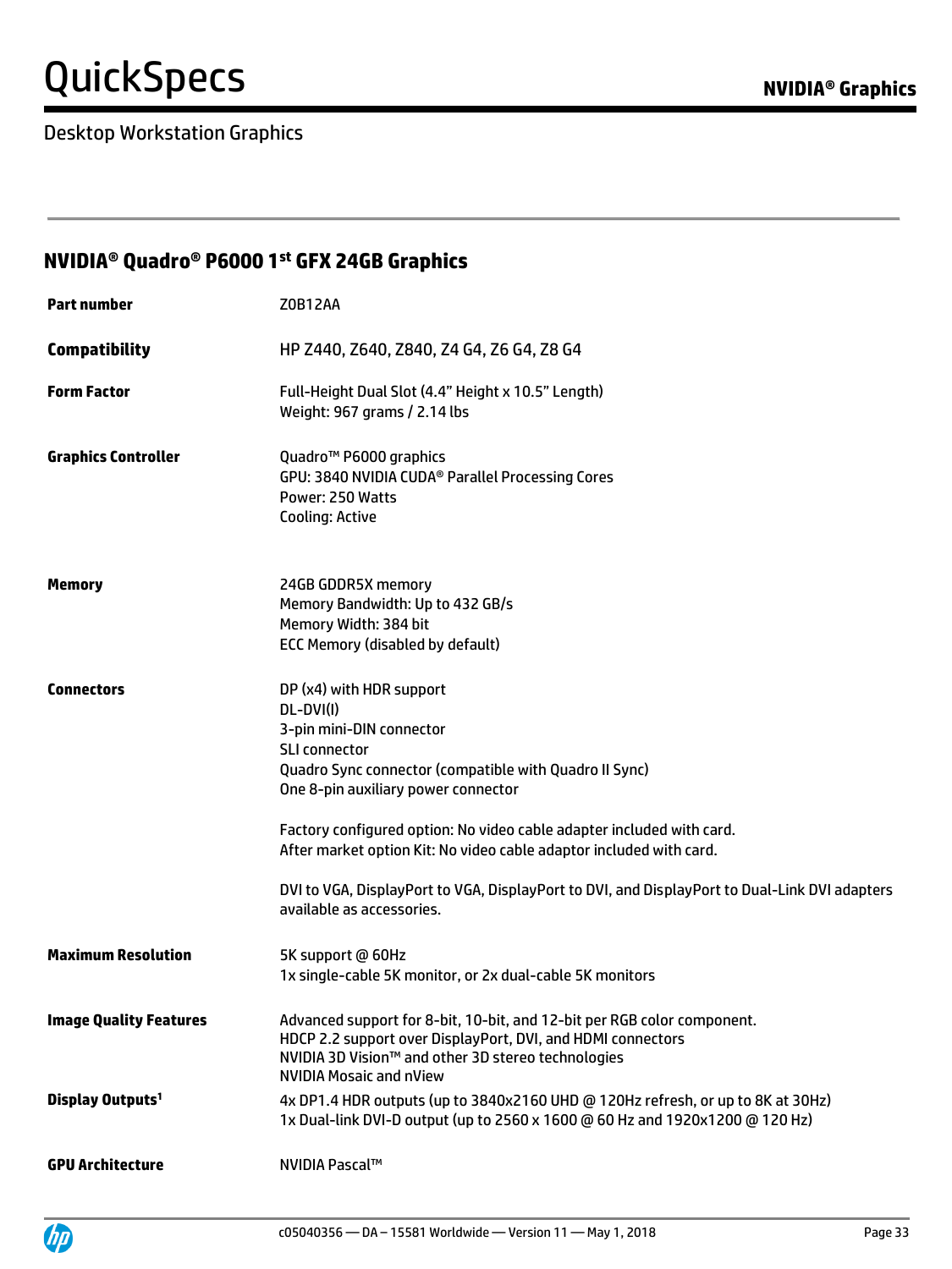Desktop Workstation Graphics

## NVIDIA® Quadro® P6000 1st GFX 24GB Graphics

| | |
|---|---|
| **Part number** | Z0B12AA |
| **Compatibility** | HP Z440, Z640, Z840, Z4 G4, Z6 G4, Z8 G4 |
| **Form Factor** | Full-Height Dual Slot (4.4" Height x 10.5" Length)<br>Weight: 967 grams / 2.14 lbs |
| **Graphics Controller** | Quadro™ P6000 graphics<br>GPU: 3840 NVIDIA CUDA® Parallel Processing Cores<br>Power: 250 Watts<br>Cooling: Active |
| **Memory** | 24GB GDDR5X memory<br>Memory Bandwidth: Up to 432 GB/s<br>Memory Width: 384 bit<br>ECC Memory (disabled by default) |
| **Connectors** | DP (x4) with HDR support<br>DL-DVI(I)<br>3-pin mini-DIN connector<br>SLI connector<br>Quadro Sync connector (compatible with Quadro II Sync)<br>One 8-pin auxiliary power connector<br><br>Factory configured option: No video cable adapter included with card.<br>After market option Kit: No video cable adaptor included with card.<br><br>DVI to VGA, DisplayPort to VGA, DisplayPort to DVI, and DisplayPort to Dual-Link DVI adapters available as accessories. |
| **Maximum Resolution** | 5K support @ 60Hz<br>1x single-cable 5K monitor, or 2x dual-cable 5K monitors |
| **Image Quality Features** | Advanced support for 8-bit, 10-bit, and 12-bit per RGB color component.<br>HDCP 2.2 support over DisplayPort, DVI, and HDMI connectors<br>NVIDIA 3D Vision™ and other 3D stereo technologies<br>NVIDIA Mosaic and nView |
| **Display Outputs**[1] | 4x DP1.4 HDR outputs (up to 3840x2160 UHD @ 120Hz refresh, or up to 8K at 30Hz)<br>1x Dual-link DVI-D output (up to 2560 x 1600 @ 60 Hz and 1920x1200 @ 120 Hz) |
| **GPU Architecture** | NVIDIA Pascal™ |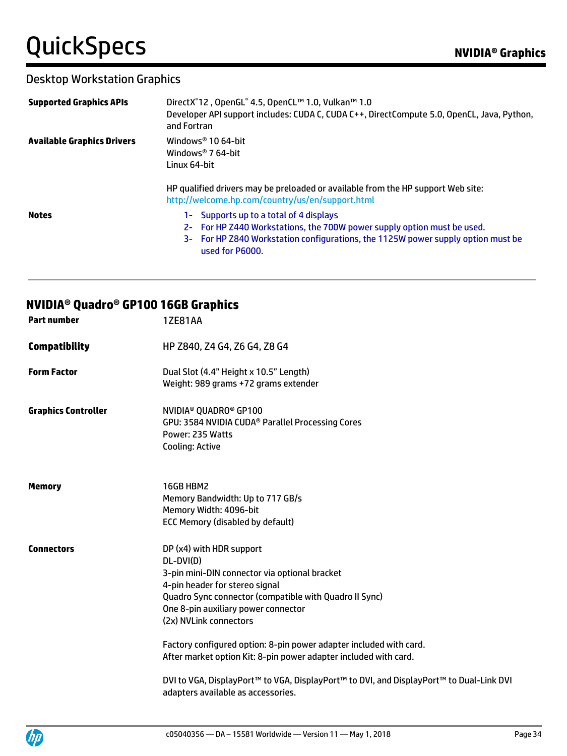## Desktop Workstation Graphics

| | |
|---|---|
| **Supported Graphics APIs** | DirectX®12 , OpenGL® 4.5, OpenCL™ 1.0, Vulkan™ 1.0<br>Developer API support includes: CUDA C, CUDA C++, DirectCompute 5.0, OpenCL, Java, Python, and Fortran |
| **Available Graphics Drivers** | Windows® 10 64-bit<br>Windows® 7 64-bit<br>Linux 64-bit<br><br>HP qualified drivers may be preloaded or available from the HP support Web site: http://welcome.hp.com/country/us/en/support.html |
| **Notes** | 1- Supports up to a total of 4 displays<br>2- For HP Z440 Workstations, the 700W power supply option must be used.<br>3- For HP Z840 Workstation configurations, the 1125W power supply option must be used for P6000. |

## NVIDIA® Quadro® GP100 16GB Graphics

| | |
|---|---|
| **Part number** | 1ZE81AA |
| **Compatibility** | HP Z840, Z4 G4, Z6 G4, Z8 G4 |
| **Form Factor** | Dual Slot (4.4" Height x 10.5" Length)<br>Weight: 989 grams +72 grams extender |
| **Graphics Controller** | NVIDIA® QUADRO® GP100<br>GPU: 3584 NVIDIA CUDA® Parallel Processing Cores<br>Power: 235 Watts<br>Cooling: Active |
| **Memory** | 16GB HBM2<br>Memory Bandwidth: Up to 717 GB/s<br>Memory Width: 4096-bit<br>ECC Memory (disabled by default) |
| **Connectors** | DP (x4) with HDR support<br>DL-DVI(D)<br>3-pin mini-DIN connector via optional bracket<br>4-pin header for stereo signal<br>Quadro Sync connector (compatible with Quadro II Sync)<br>One 8-pin auxiliary power connector<br>(2x) NVLink connectors<br><br>Factory configured option: 8-pin power adapter included with card.<br>After market option Kit: 8-pin power adapter included with card.<br><br>DVI to VGA, DisplayPort™ to VGA, DisplayPort™ to DVI, and DisplayPort™ to Dual-Link DVI adapters available as accessories. |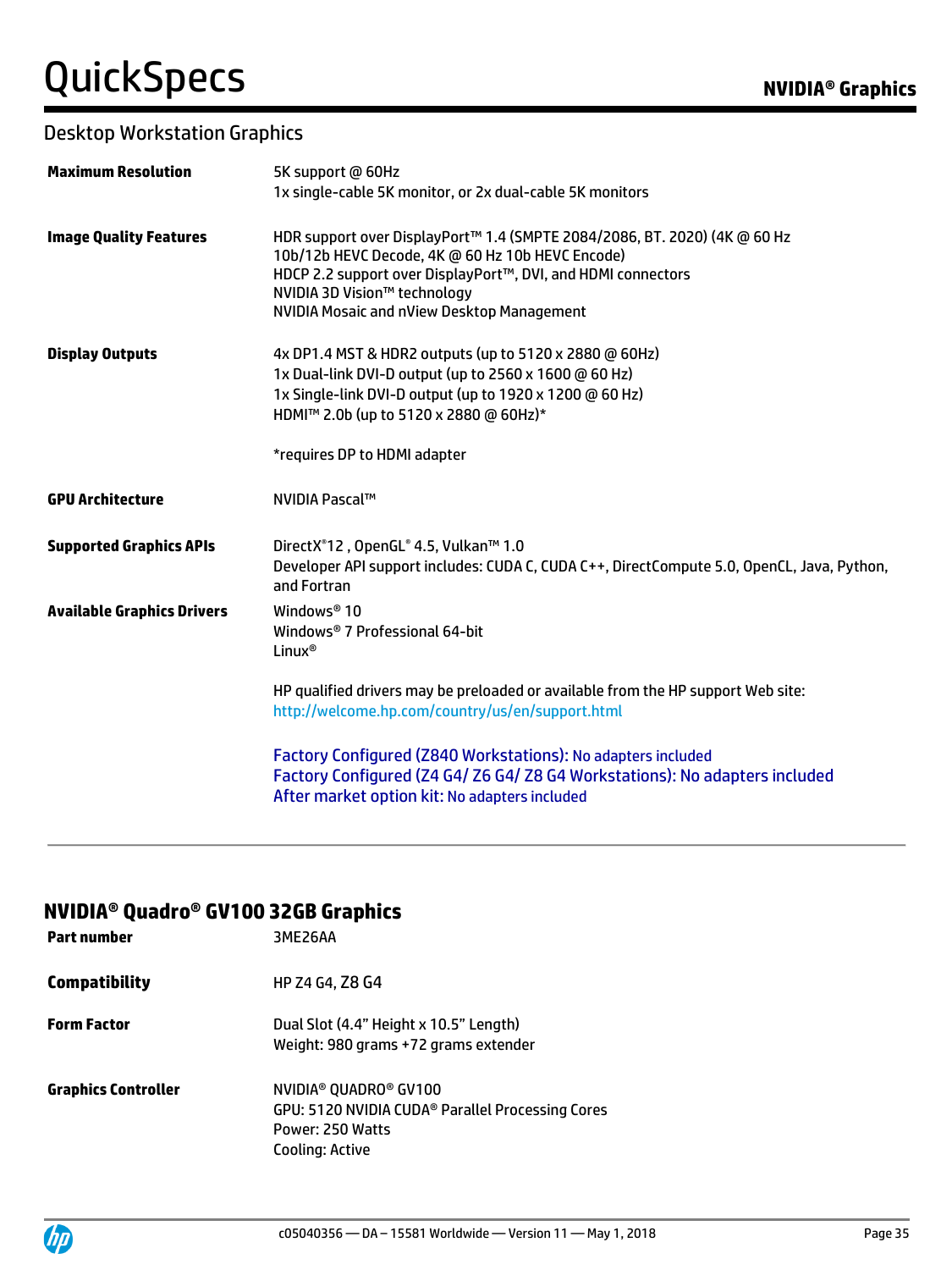## Desktop Workstation Graphics

| | |
|---|---|
| **Maximum Resolution** | 5K support @ 60Hz<br>1x single-cable 5K monitor, or 2x dual-cable 5K monitors |
| **Image Quality Features** | HDR support over DisplayPort™ 1.4 (SMPTE 2084/2086, BT. 2020) (4K @ 60 Hz 10b/12b HEVC Decode, 4K @ 60 Hz 10b HEVC Encode)<br>HDCP 2.2 support over DisplayPort™, DVI, and HDMI connectors<br>NVIDIA 3D Vision™ technology<br>NVIDIA Mosaic and nView Desktop Management |
| **Display Outputs** | 4x DP1.4 MST & HDR2 outputs (up to 5120 x 2880 @ 60Hz)<br>1x Dual-link DVI-D output (up to 2560 x 1600 @ 60 Hz)<br>1x Single-link DVI-D output (up to 1920 x 1200 @ 60 Hz)<br>HDMI™ 2.0b (up to 5120 x 2880 @ 60Hz)*<br><br>*requires DP to HDMI adapter |
| **GPU Architecture** | NVIDIA Pascal™ |
| **Supported Graphics APIs** | DirectX®12 , OpenGL® 4.5, Vulkan™ 1.0<br>Developer API support includes: CUDA C, CUDA C++, DirectCompute 5.0, OpenCL, Java, Python, and Fortran |
| **Available Graphics Drivers** | Windows® 10<br>Windows® 7 Professional 64-bit<br>Linux®<br><br>HP qualified drivers may be preloaded or available from the HP support Web site: http://welcome.hp.com/country/us/en/support.html<br><br>Factory Configured (Z840 Workstations): No adapters included<br>Factory Configured (Z4 G4/ Z6 G4/ Z8 G4 Workstations): No adapters included<br>After market option kit: No adapters included |

## NVIDIA® Quadro® GV100 32GB Graphics

| | |
|---|---|
| **Part number** | 3ME26AA |
| **Compatibility** | HP Z4 G4, Z8 G4 |
| **Form Factor** | Dual Slot (4.4" Height x 10.5" Length)<br>Weight: 980 grams +72 grams extender |
| **Graphics Controller** | NVIDIA® QUADRO® GV100<br>GPU: 5120 NVIDIA CUDA® Parallel Processing Cores<br>Power: 250 Watts<br>Cooling: Active |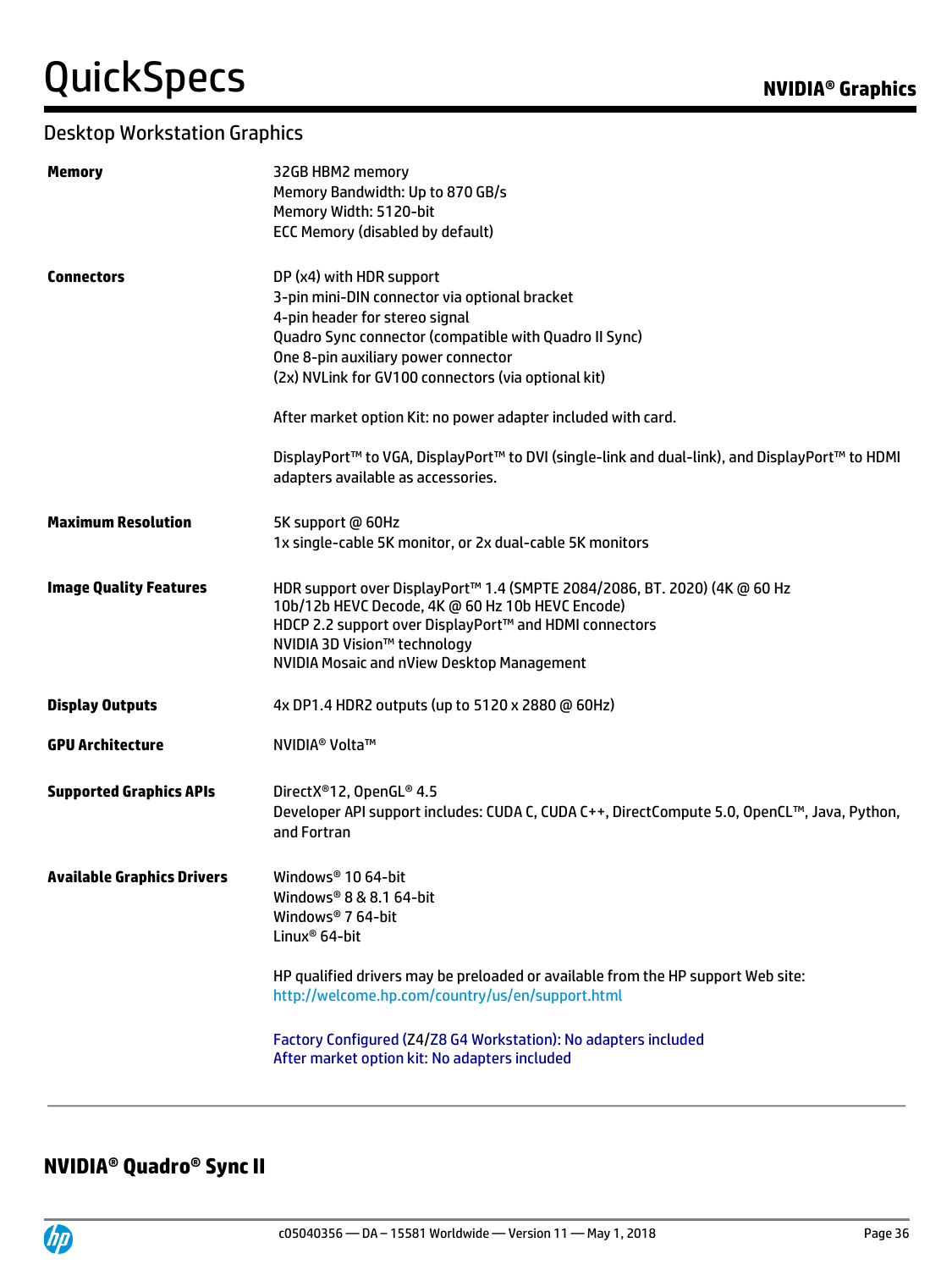## Desktop Workstation Graphics

| | |
|---|---|
| **Memory** | 32GB HBM2 memory<br>Memory Bandwidth: Up to 870 GB/s<br>Memory Width: 5120-bit<br>ECC Memory (disabled by default) |
| **Connectors** | DP (x4) with HDR support<br>3-pin mini-DIN connector via optional bracket<br>4-pin header for stereo signal<br>Quadro Sync connector (compatible with Quadro II Sync)<br>One 8-pin auxiliary power connector<br>(2x) NVLink for GV100 connectors (via optional kit)<br><br>After market option Kit: no power adapter included with card.<br><br>DisplayPort™ to VGA, DisplayPort™ to DVI (single-link and dual-link), and DisplayPort™ to HDMI adapters available as accessories. |
| **Maximum Resolution** | 5K support @ 60Hz<br>1x single-cable 5K monitor, or 2x dual-cable 5K monitors |
| **Image Quality Features** | HDR support over DisplayPort™ 1.4 (SMPTE 2084/2086, BT. 2020) (4K @ 60 Hz 10b/12b HEVC Decode, 4K @ 60 Hz 10b HEVC Encode)<br>HDCP 2.2 support over DisplayPort™ and HDMI connectors<br>NVIDIA 3D Vision™ technology<br>NVIDIA Mosaic and nView Desktop Management |
| **Display Outputs** | 4x DP1.4 HDR2 outputs (up to 5120 x 2880 @ 60Hz) |
| **GPU Architecture** | NVIDIA® Volta™ |
| **Supported Graphics APIs** | DirectX®12, OpenGL® 4.5<br>Developer API support includes: CUDA C, CUDA C++, DirectCompute 5.0, OpenCL™, Java, Python, and Fortran |
| **Available Graphics Drivers** | Windows® 10 64-bit<br>Windows® 8 & 8.1 64-bit<br>Windows® 7 64-bit<br>Linux® 64-bit<br><br>HP qualified drivers may be preloaded or available from the HP support Web site: http://welcome.hp.com/country/us/en/support.html<br><br>Factory Configured (Z4/Z8 G4 Workstation): No adapters included<br>After market option kit: No adapters included |

## NVIDIA® Quadro® Sync II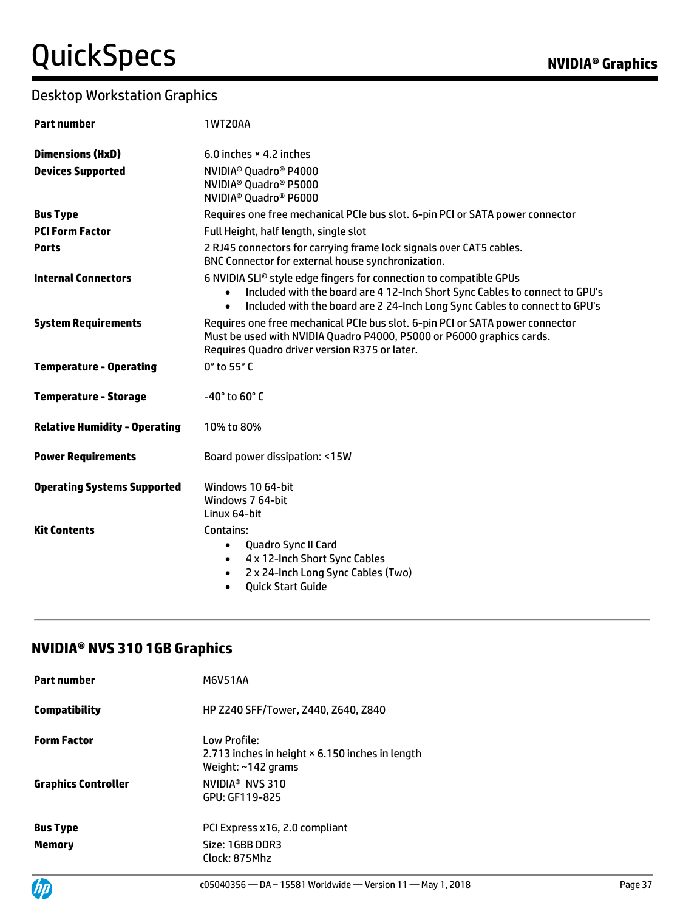## Desktop Workstation Graphics

| | |
|---|---|
| **Part number** | 1WT20AA |
| **Dimensions (HxD)** | 6.0 inches × 4.2 inches |
| **Devices Supported** | NVIDIA® Quadro® P4000<br>NVIDIA® Quadro® P5000<br>NVIDIA® Quadro® P6000 |
| **Bus Type** | Requires one free mechanical PCIe bus slot. 6-pin PCI or SATA power connector |
| **PCI Form Factor** | Full Height, half length, single slot |
| **Ports** | 2 RJ45 connectors for carrying frame lock signals over CAT5 cables.<br>BNC Connector for external house synchronization. |
| **Internal Connectors** | 6 NVIDIA SLI® style edge fingers for connection to compatible GPUs<br>• Included with the board are 4 12-Inch Short Sync Cables to connect to GPU's<br>• Included with the board are 2 24-Inch Long Sync Cables to connect to GPU's |
| **System Requirements** | Requires one free mechanical PCIe bus slot. 6-pin PCI or SATA power connector<br>Must be used with NVIDIA Quadro P4000, P5000 or P6000 graphics cards.<br>Requires Quadro driver version R375 or later. |
| **Temperature - Operating** | 0° to 55° C |
| **Temperature - Storage** | -40° to 60° C |
| **Relative Humidity - Operating** | 10% to 80% |
| **Power Requirements** | Board power dissipation: <15W |
| **Operating Systems Supported** | Windows 10 64-bit<br>Windows 7 64-bit<br>Linux 64-bit |
| **Kit Contents** | Contains:<br>• Quadro Sync II Card<br>• 4 x 12-Inch Short Sync Cables<br>• 2 x 24-Inch Long Sync Cables (Two)<br>• Quick Start Guide |

## NVIDIA® NVS 310 1GB Graphics

| | |
|---|---|
| **Part number** | M6V51AA |
| **Compatibility** | HP Z240 SFF/Tower, Z440, Z640, Z840 |
| **Form Factor** | Low Profile:<br>2.713 inches in height × 6.150 inches in length<br>Weight: ~142 grams |
| **Graphics Controller** | NVIDIA® NVS 310<br>GPU: GF119-825 |
| **Bus Type** | PCI Express x16, 2.0 compliant |
| **Memory** | Size: 1GBB DDR3<br>Clock: 875Mhz |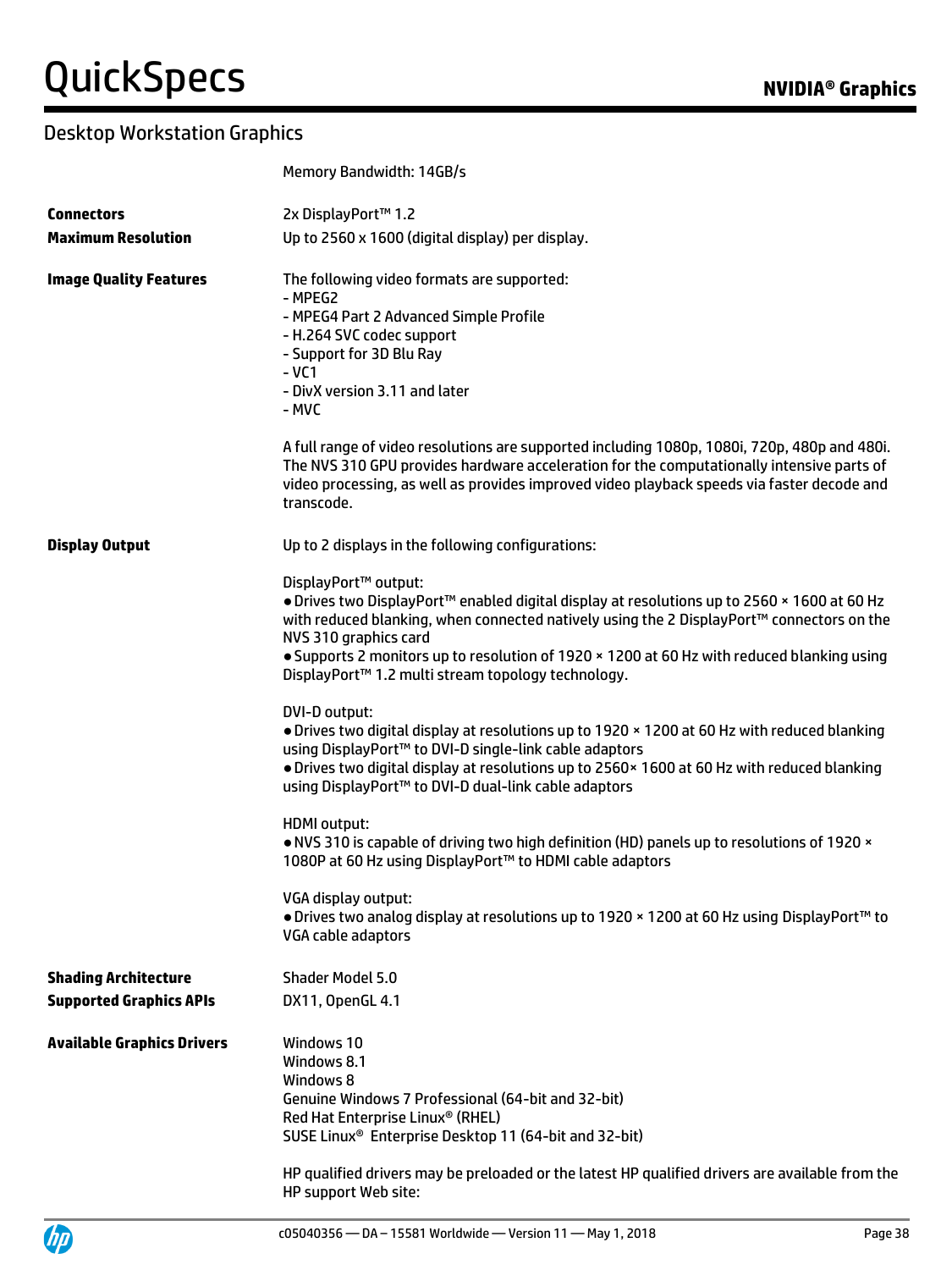## Desktop Workstation Graphics

| | |
|---|---|
| | Memory Bandwidth: 14GB/s |
| **Connectors** | 2x DisplayPort™ 1.2 |
| **Maximum Resolution** | Up to 2560 x 1600 (digital display) per display. |
| **Image Quality Features** | The following video formats are supported:<br>- MPEG2<br>- MPEG4 Part 2 Advanced Simple Profile<br>- H.264 SVC codec support<br>- Support for 3D Blu Ray<br>- VC1<br>- DivX version 3.11 and later<br>- MVC<br><br>A full range of video resolutions are supported including 1080p, 1080i, 720p, 480p and 480i. The NVS 310 GPU provides hardware acceleration for the computationally intensive parts of video processing, as well as provides improved video playback speeds via faster decode and transcode. |
| **Display Output** | Up to 2 displays in the following configurations:<br><br>DisplayPort™ output:<br>● Drives two DisplayPort™ enabled digital display at resolutions up to 2560 × 1600 at 60 Hz with reduced blanking, when connected natively using the 2 DisplayPort™ connectors on the NVS 310 graphics card<br>● Supports 2 monitors up to resolution of 1920 × 1200 at 60 Hz with reduced blanking using DisplayPort™ 1.2 multi stream topology technology.<br><br>DVI-D output:<br>● Drives two digital display at resolutions up to 1920 × 1200 at 60 Hz with reduced blanking using DisplayPort™ to DVI-D single-link cable adaptors<br>● Drives two digital display at resolutions up to 2560× 1600 at 60 Hz with reduced blanking using DisplayPort™ to DVI-D dual-link cable adaptors<br><br>HDMI output:<br>● NVS 310 is capable of driving two high definition (HD) panels up to resolutions of 1920 × 1080P at 60 Hz using DisplayPort™ to HDMI cable adaptors<br><br>VGA display output:<br>● Drives two analog display at resolutions up to 1920 × 1200 at 60 Hz using DisplayPort™ to VGA cable adaptors |
| **Shading Architecture** | Shader Model 5.0 |
| **Supported Graphics APIs** | DX11, OpenGL 4.1 |
| **Available Graphics Drivers** | Windows 10<br>Windows 8.1<br>Windows 8<br>Genuine Windows 7 Professional (64-bit and 32-bit)<br>Red Hat Enterprise Linux® (RHEL)<br>SUSE Linux® Enterprise Desktop 11 (64-bit and 32-bit)<br><br>HP qualified drivers may be preloaded or the latest HP qualified drivers are available from the HP support Web site: |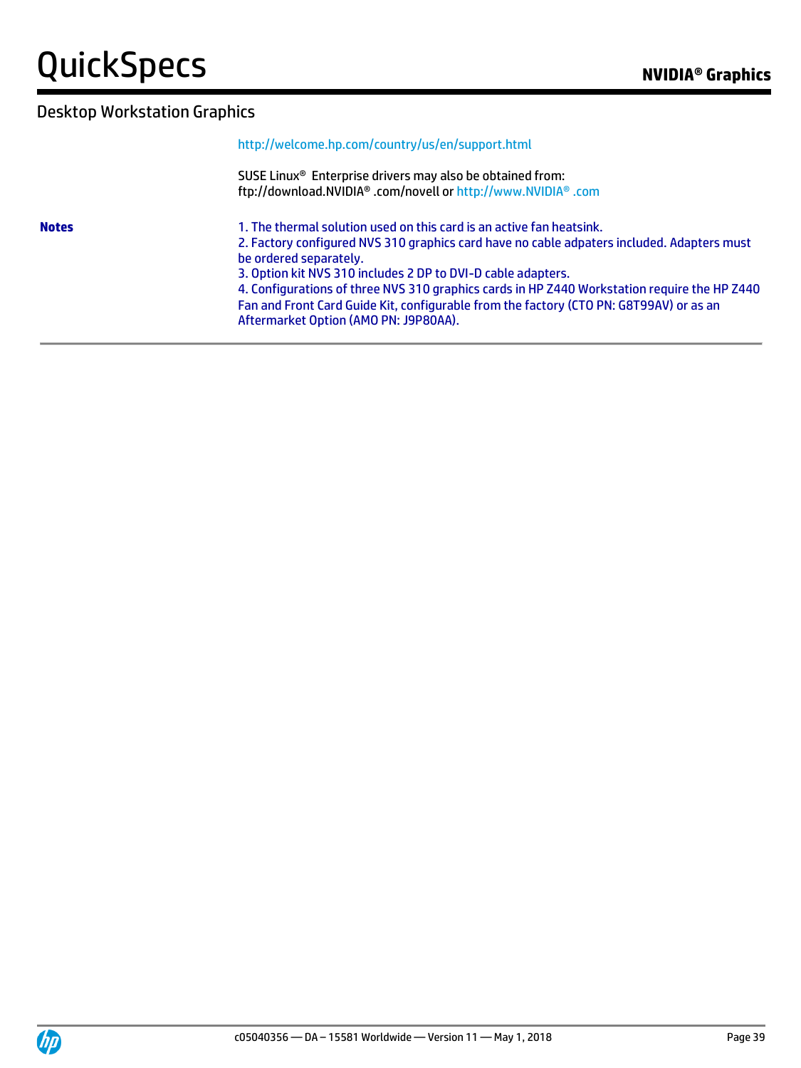## Desktop Workstation Graphics

| | |
|---|---|
| | http://welcome.hp.com/country/us/en/support.html<br><br>SUSE Linux® Enterprise drivers may also be obtained from:<br>ftp://download.NVIDIA® .com/novell or http://www.NVIDIA® .com |
| **Notes** | 1. The thermal solution used on this card is an active fan heatsink.<br>2. Factory configured NVS 310 graphics card have no cable adpaters included. Adapters must be ordered separately.<br>3. Option kit NVS 310 includes 2 DP to DVI-D cable adapters.<br>4. Configurations of three NVS 310 graphics cards in HP Z440 Workstation require the HP Z440 Fan and Front Card Guide Kit, configurable from the factory (CTO PN: G8T99AV) or as an Aftermarket Option (AMO PN: J9P80AA). |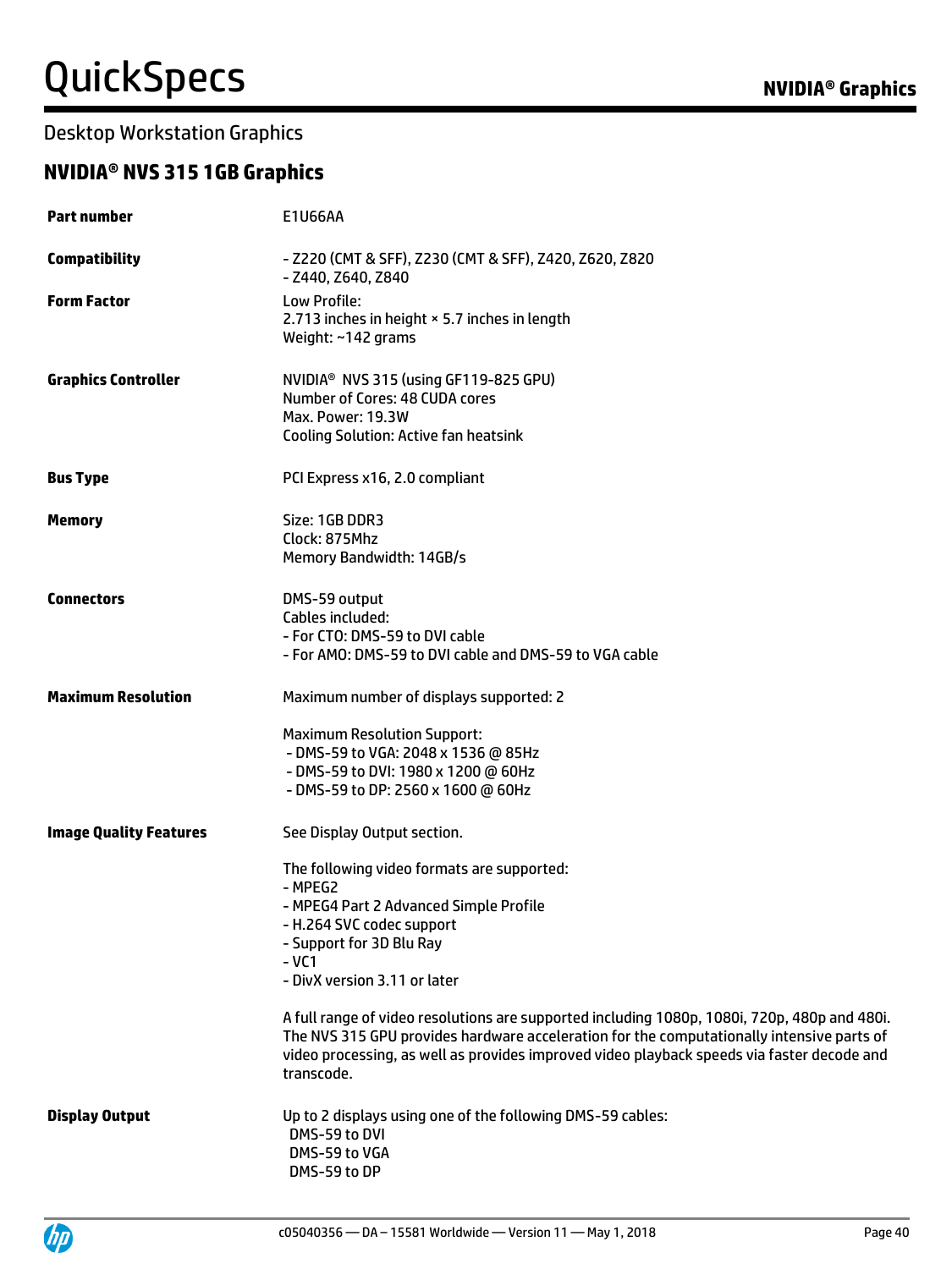## Desktop Workstation Graphics

### NVIDIA® NVS 315 1GB Graphics

| | |
|---|---|
| **Part number** | E1U66AA |
| **Compatibility** | - Z220 (CMT & SFF), Z230 (CMT & SFF), Z420, Z620, Z820<br>- Z440, Z640, Z840 |
| **Form Factor** | Low Profile:<br>2.713 inches in height × 5.7 inches in length<br>Weight: ~142 grams |
| **Graphics Controller** | NVIDIA® NVS 315 (using GF119-825 GPU)<br>Number of Cores: 48 CUDA cores<br>Max. Power: 19.3W<br>Cooling Solution: Active fan heatsink |
| **Bus Type** | PCI Express x16, 2.0 compliant |
| **Memory** | Size: 1GB DDR3<br>Clock: 875Mhz<br>Memory Bandwidth: 14GB/s |
| **Connectors** | DMS-59 output<br>Cables included:<br>- For CTO: DMS-59 to DVI cable<br>- For AMO: DMS-59 to DVI cable and DMS-59 to VGA cable |
| **Maximum Resolution** | Maximum number of displays supported: 2<br><br>Maximum Resolution Support:<br>- DMS-59 to VGA: 2048 x 1536 @ 85Hz<br>- DMS-59 to DVI: 1980 x 1200 @ 60Hz<br>- DMS-59 to DP: 2560 x 1600 @ 60Hz |
| **Image Quality Features** | See Display Output section.<br><br>The following video formats are supported:<br>- MPEG2<br>- MPEG4 Part 2 Advanced Simple Profile<br>- H.264 SVC codec support<br>- Support for 3D Blu Ray<br>- VC1<br>- DivX version 3.11 or later<br><br>A full range of video resolutions are supported including 1080p, 1080i, 720p, 480p and 480i. The NVS 315 GPU provides hardware acceleration for the computationally intensive parts of video processing, as well as provides improved video playback speeds via faster decode and transcode. |
| **Display Output** | Up to 2 displays using one of the following DMS-59 cables:<br>DMS-59 to DVI<br>DMS-59 to VGA<br>DMS-59 to DP |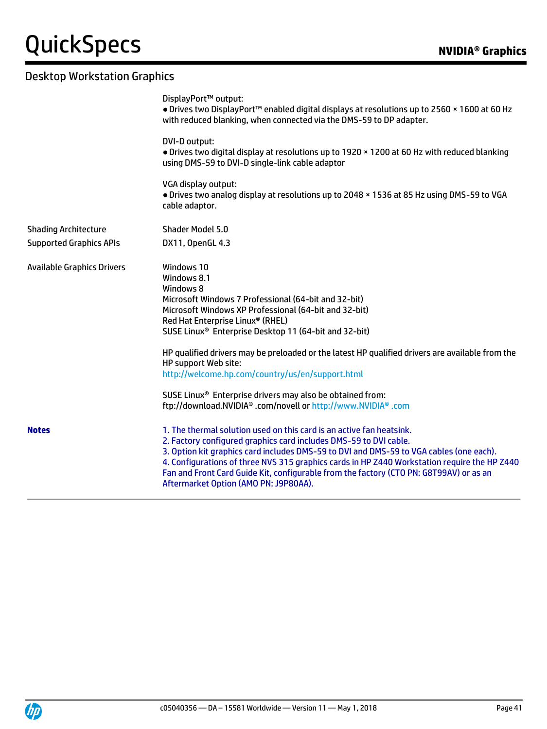## Desktop Workstation Graphics

| | |
|---|---|
| | DisplayPort™ output:<br>● Drives two DisplayPort™ enabled digital displays at resolutions up to 2560 × 1600 at 60 Hz with reduced blanking, when connected via the DMS-59 to DP adapter.<br><br>DVI-D output:<br>● Drives two digital display at resolutions up to 1920 × 1200 at 60 Hz with reduced blanking using DMS-59 to DVI-D single-link cable adaptor<br><br>VGA display output:<br>● Drives two analog display at resolutions up to 2048 × 1536 at 85 Hz using DMS-59 to VGA cable adaptor. |
| Shading Architecture | Shader Model 5.0 |
| Supported Graphics APIs | DX11, OpenGL 4.3 |
| Available Graphics Drivers | Windows 10<br>Windows 8.1<br>Windows 8<br>Microsoft Windows 7 Professional (64-bit and 32-bit)<br>Microsoft Windows XP Professional (64-bit and 32-bit)<br>Red Hat Enterprise Linux® (RHEL)<br>SUSE Linux® Enterprise Desktop 11 (64-bit and 32-bit)<br><br>HP qualified drivers may be preloaded or the latest HP qualified drivers are available from the HP support Web site:<br>http://welcome.hp.com/country/us/en/support.html<br><br>SUSE Linux® Enterprise drivers may also be obtained from:<br>ftp://download.NVIDIA® .com/novell or http://www.NVIDIA® .com |
| **Notes** | 1. The thermal solution used on this card is an active fan heatsink.<br>2. Factory configured graphics card includes DMS-59 to DVI cable.<br>3. Option kit graphics card includes DMS-59 to DVI and DMS-59 to VGA cables (one each).<br>4. Configurations of three NVS 315 graphics cards in HP Z440 Workstation require the HP Z440 Fan and Front Card Guide Kit, configurable from the factory (CTO PN: G8T99AV) or as an Aftermarket Option (AMO PN: J9P80AA). |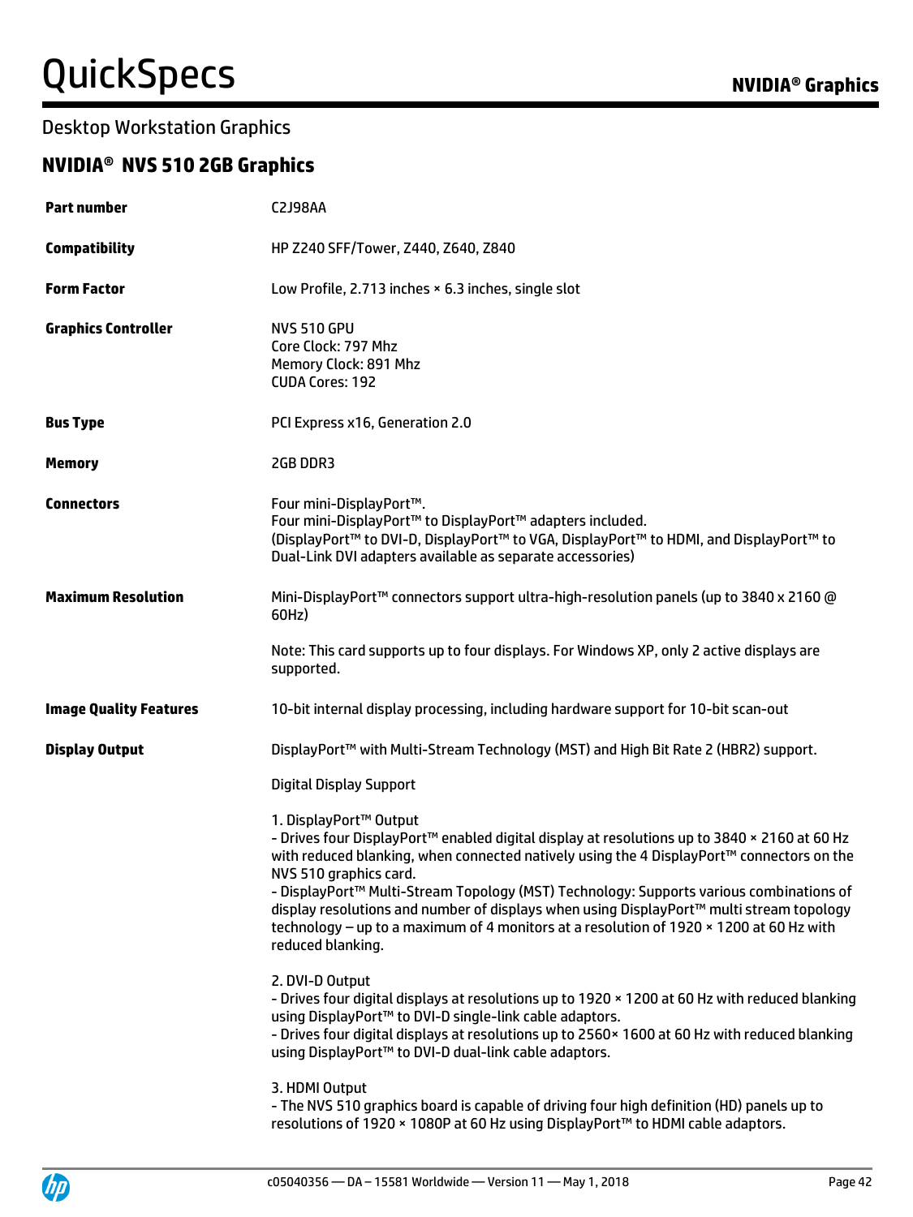## Desktop Workstation Graphics

### NVIDIA® NVS 510 2GB Graphics

| | |
|---|---|
| **Part number** | C2J98AA |
| **Compatibility** | HP Z240 SFF/Tower, Z440, Z640, Z840 |
| **Form Factor** | Low Profile, 2.713 inches × 6.3 inches, single slot |
| **Graphics Controller** | NVS 510 GPU<br>Core Clock: 797 Mhz<br>Memory Clock: 891 Mhz<br>CUDA Cores: 192 |
| **Bus Type** | PCI Express x16, Generation 2.0 |
| **Memory** | 2GB DDR3 |
| **Connectors** | Four mini-DisplayPort™.<br>Four mini-DisplayPort™ to DisplayPort™ adapters included.<br>(DisplayPort™ to DVI-D, DisplayPort™ to VGA, DisplayPort™ to HDMI, and DisplayPort™ to Dual-Link DVI adapters available as separate accessories) |
| **Maximum Resolution** | Mini-DisplayPort™ connectors support ultra-high-resolution panels (up to 3840 x 2160 @ 60Hz)<br><br>Note: This card supports up to four displays. For Windows XP, only 2 active displays are supported. |
| **Image Quality Features** | 10-bit internal display processing, including hardware support for 10-bit scan-out |
| **Display Output** | DisplayPort™ with Multi-Stream Technology (MST) and High Bit Rate 2 (HBR2) support.<br><br>Digital Display Support<br><br>1. DisplayPort™ Output<br>- Drives four DisplayPort™ enabled digital display at resolutions up to 3840 × 2160 at 60 Hz with reduced blanking, when connected natively using the 4 DisplayPort™ connectors on the NVS 510 graphics card.<br>- DisplayPort™ Multi-Stream Topology (MST) Technology: Supports various combinations of display resolutions and number of displays when using DisplayPort™ multi stream topology technology – up to a maximum of 4 monitors at a resolution of 1920 × 1200 at 60 Hz with reduced blanking.<br><br>2. DVI-D Output<br>- Drives four digital displays at resolutions up to 1920 × 1200 at 60 Hz with reduced blanking using DisplayPort™ to DVI-D single-link cable adaptors.<br>- Drives four digital displays at resolutions up to 2560× 1600 at 60 Hz with reduced blanking using DisplayPort™ to DVI-D dual-link cable adaptors.<br><br>3. HDMI Output<br>- The NVS 510 graphics board is capable of driving four high definition (HD) panels up to resolutions of 1920 × 1080P at 60 Hz using DisplayPort™ to HDMI cable adaptors. |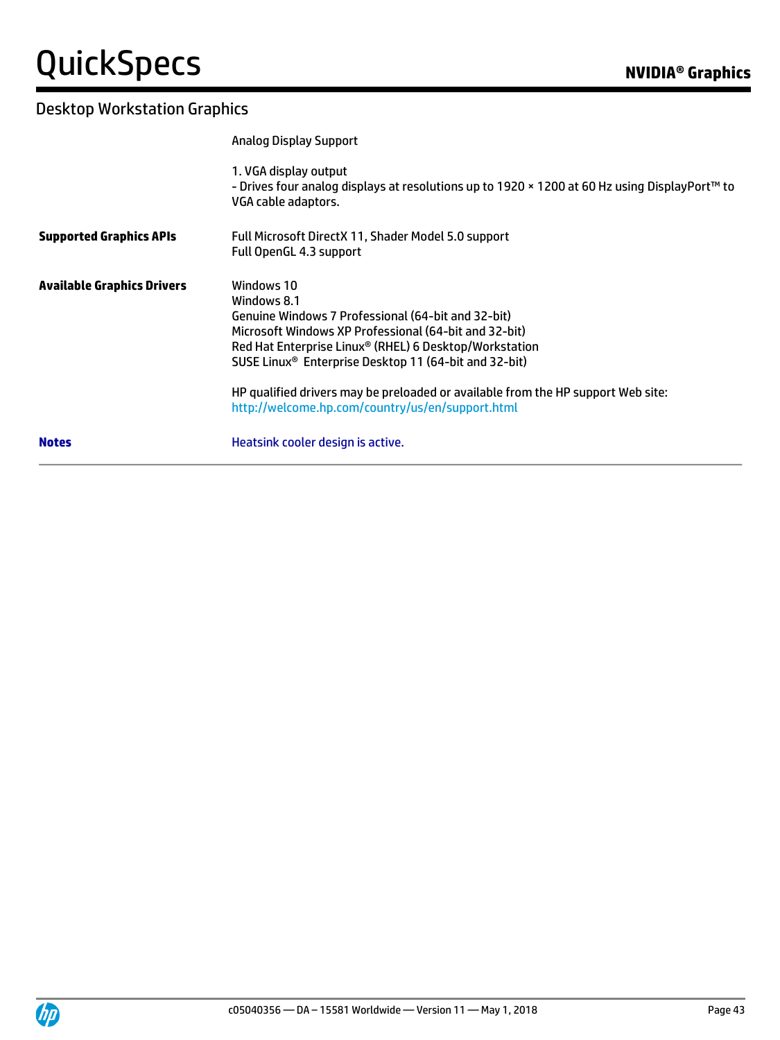## Desktop Workstation Graphics

| | |
|---|---|
| | Analog Display Support<br><br>1. VGA display output<br>- Drives four analog displays at resolutions up to 1920 × 1200 at 60 Hz using DisplayPort™ to VGA cable adaptors. |
| **Supported Graphics APIs** | Full Microsoft DirectX 11, Shader Model 5.0 support<br>Full OpenGL 4.3 support |
| **Available Graphics Drivers** | Windows 10<br>Windows 8.1<br>Genuine Windows 7 Professional (64-bit and 32-bit)<br>Microsoft Windows XP Professional (64-bit and 32-bit)<br>Red Hat Enterprise Linux® (RHEL) 6 Desktop/Workstation<br>SUSE Linux® Enterprise Desktop 11 (64-bit and 32-bit)<br><br>HP qualified drivers may be preloaded or available from the HP support Web site:<br>http://welcome.hp.com/country/us/en/support.html |
| **Notes** | Heatsink cooler design is active. |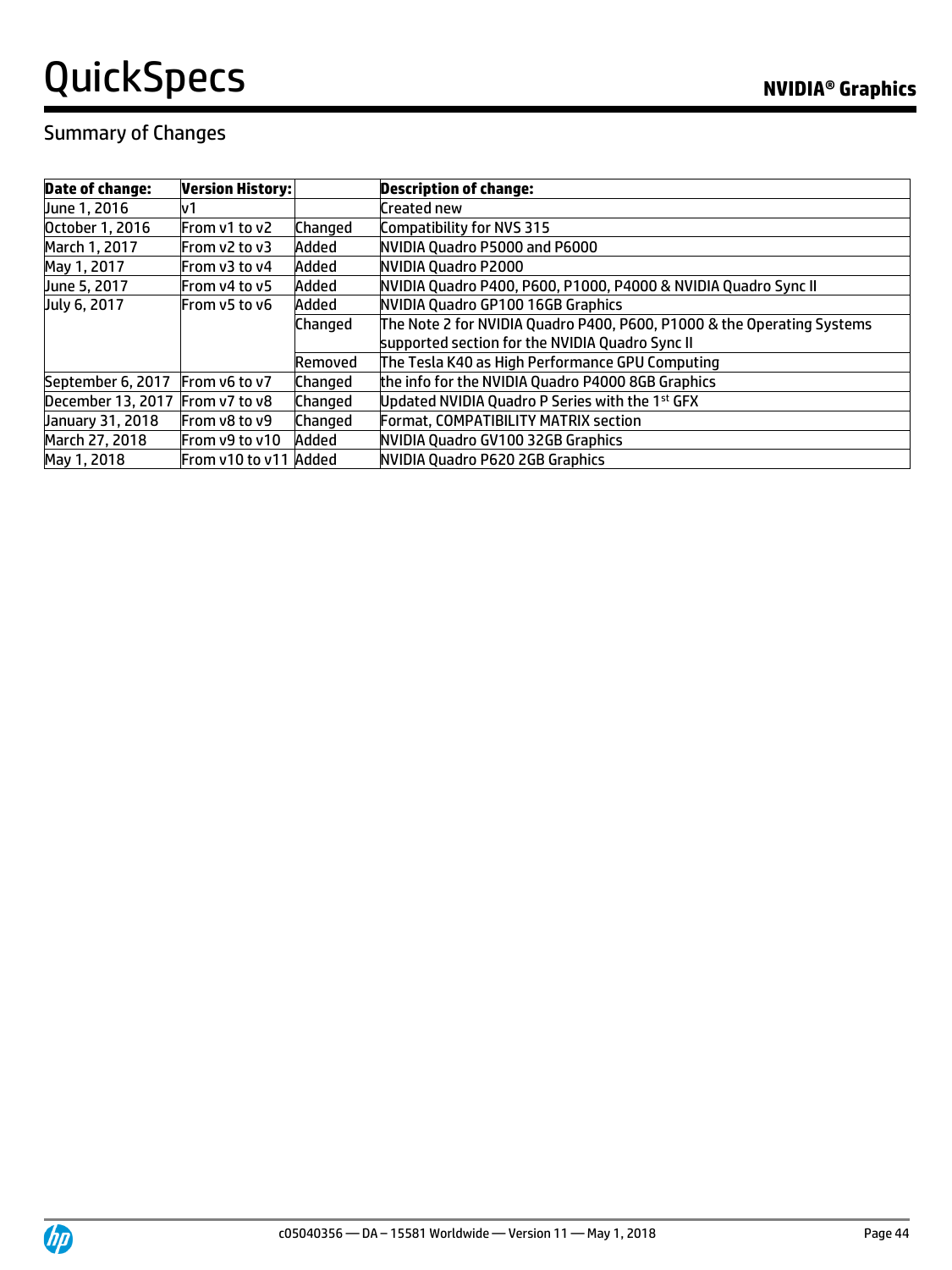## Summary of Changes

| Date of change: | Version History: | | Description of change: |
|---|---|---|---|
| June 1, 2016 | v1 | | Created new |
| October 1, 2016 | From v1 to v2 | Changed | Compatibility for NVS 315 |
| March 1, 2017 | From v2 to v3 | Added | NVIDIA Quadro P5000 and P6000 |
| May 1, 2017 | From v3 to v4 | Added | NVIDIA Quadro P2000 |
| June 5, 2017 | From v4 to v5 | Added | NVIDIA Quadro P400, P600, P1000, P4000 & NVIDIA Quadro Sync II |
| July 6, 2017 | From v5 to v6 | Added | NVIDIA Quadro GP100 16GB Graphics |
| | | Changed | The Note 2 for NVIDIA Quadro P400, P600, P1000 & the Operating Systems supported section for the NVIDIA Quadro Sync II |
| | | Removed | The Tesla K40 as High Performance GPU Computing |
| September 6, 2017 | From v6 to v7 | Changed | the info for the NVIDIA Quadro P4000 8GB Graphics |
| December 13, 2017 | From v7 to v8 | Changed | Updated NVIDIA Quadro P Series with the 1st GFX |
| January 31, 2018 | From v8 to v9 | Changed | Format, COMPATIBILITY MATRIX section |
| March 27, 2018 | From v9 to v10 | Added | NVIDIA Quadro GV100 32GB Graphics |
| May 1, 2018 | From v10 to v11 | Added | NVIDIA Quadro P620 2GB Graphics |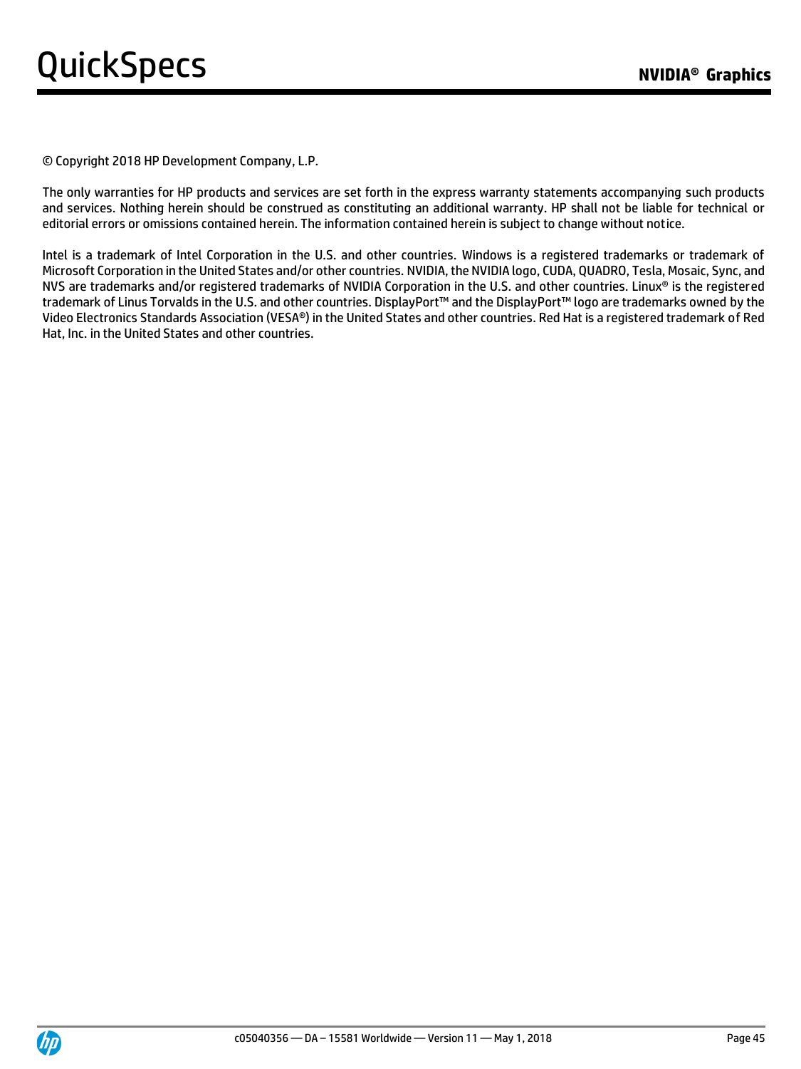© Copyright 2018 HP Development Company, L.P.

The only warranties for HP products and services are set forth in the express warranty statements accompanying such products and services. Nothing herein should be construed as constituting an additional warranty. HP shall not be liable for technical or editorial errors or omissions contained herein. The information contained herein is subject to change without notice.

Intel is a trademark of Intel Corporation in the U.S. and other countries. Windows is a registered trademarks or trademark of Microsoft Corporation in the United States and/or other countries. NVIDIA, the NVIDIA logo, CUDA, QUADRO, Tesla, Mosaic, Sync, and NVS are trademarks and/or registered trademarks of NVIDIA Corporation in the U.S. and other countries. Linux® is the registered trademark of Linus Torvalds in the U.S. and other countries. DisplayPort™ and the DisplayPort™ logo are trademarks owned by the Video Electronics Standards Association (VESA®) in the United States and other countries. Red Hat is a registered trademark of Red Hat, Inc. in the United States and other countries.